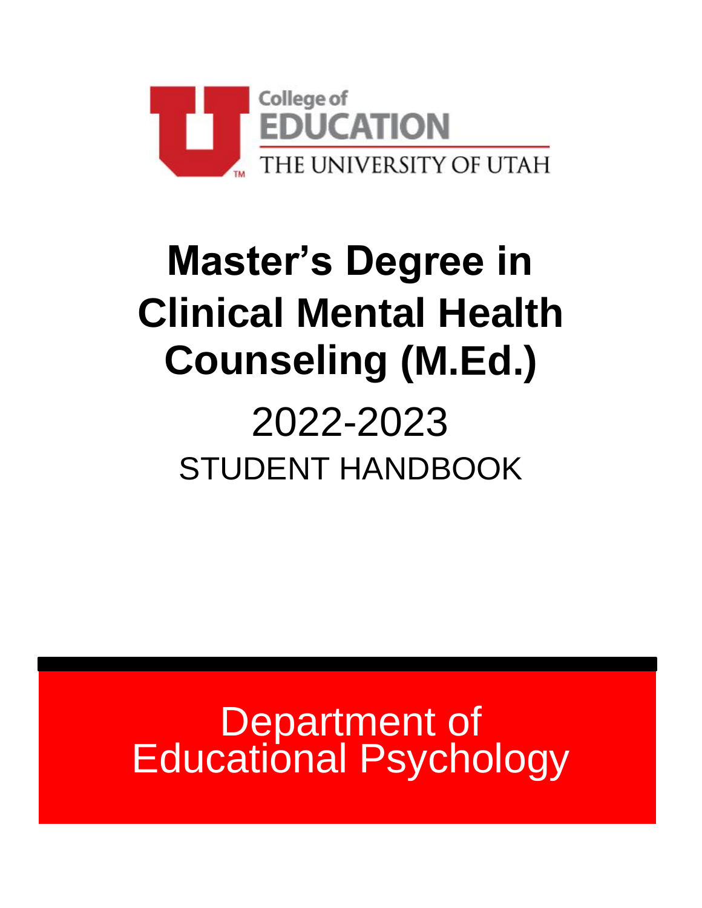College of EDUCATION

THE UNIVERSITY OF UTAH

# Master's Degree in Clinical Mental Health Counseling (M.Ed.)

2022-2023

STUDENT HANDBOOK

Department of Educational Psychology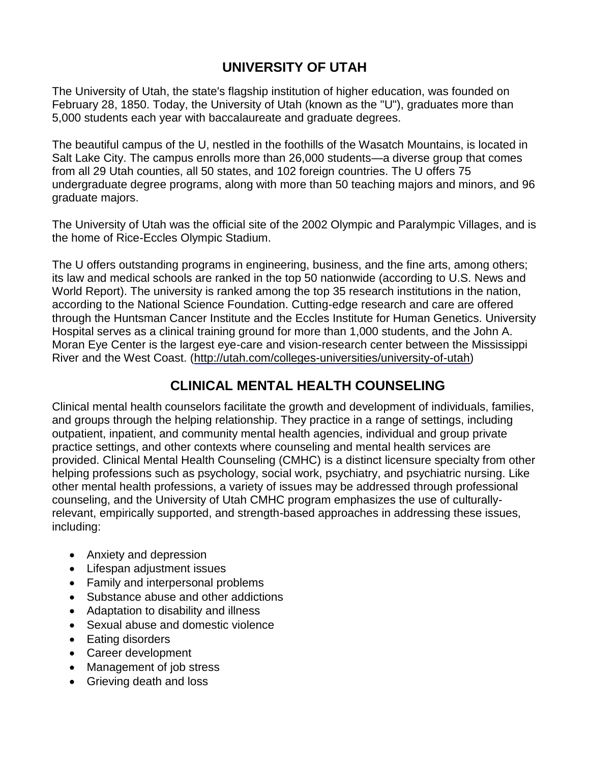# UNIVERSITY OF UTAH

The University of Utah, the state's flagship institution of higher education, was founded on February 28, 1850. Today, the University of Utah (known as the "U"), graduates more than 5,000 students each year with baccalaureate and graduate degrees.

The beautiful campus of the U, nestled in the foothills of the Wasatch Mountains, is located in Salt Lake City. The campus enrolls more than 26,000 students—a diverse group that comes from all 29 Utah counties, all 50 states, and 102 foreign countries. The U offers 75 undergraduate degree programs, along with more than 50 teaching majors and minors, and 96 graduate majors.

The University of Utah was the official site of the 2002 Olympic and Paralympic Villages, and is the home of Rice-Eccles Olympic Stadium.

The U offers outstanding programs in engineering, business, and the fine arts, among others; its law and medical schools are ranked in the top 50 nationwide (according to U.S. News and World Report). The university is ranked among the top 35 research institutions in the nation, according to the National Science Foundation. Cutting-edge research and care are offered through the Huntsman Cancer Institute and the Eccles Institute for Human Genetics. University Hospital serves as a clinical training ground for more than 1,000 students, and the John A. Moran Eye Center is the largest eye-care and vision-research center between the Mississippi River and the West Coast. (http://utah.com/colleges-universities/university-of-utah)

# CLINICAL MENTAL HEALTH COUNSELING

Clinical mental health counselors facilitate the growth and development of individuals, families, and groups through the helping relationship. They practice in a range of settings, including outpatient, inpatient, and community mental health agencies, individual and group private practice settings, and other contexts where counseling and mental health services are provided. Clinical Mental Health Counseling (CMHC) is a distinct licensure specialty from other helping professions such as psychology, social work, psychiatry, and psychiatric nursing. Like other mental health professions, a variety of issues may be addressed through professional counseling, and the University of Utah CMHC program emphasizes the use of culturally-relevant, empirically supported, and strength-based approaches in addressing these issues, including:

- Anxiety and depression
- Lifespan adjustment issues
- Family and interpersonal problems
- Substance abuse and other addictions
- Adaptation to disability and illness
- Sexual abuse and domestic violence
- Eating disorders
- Career development
- Management of job stress
- Grieving death and loss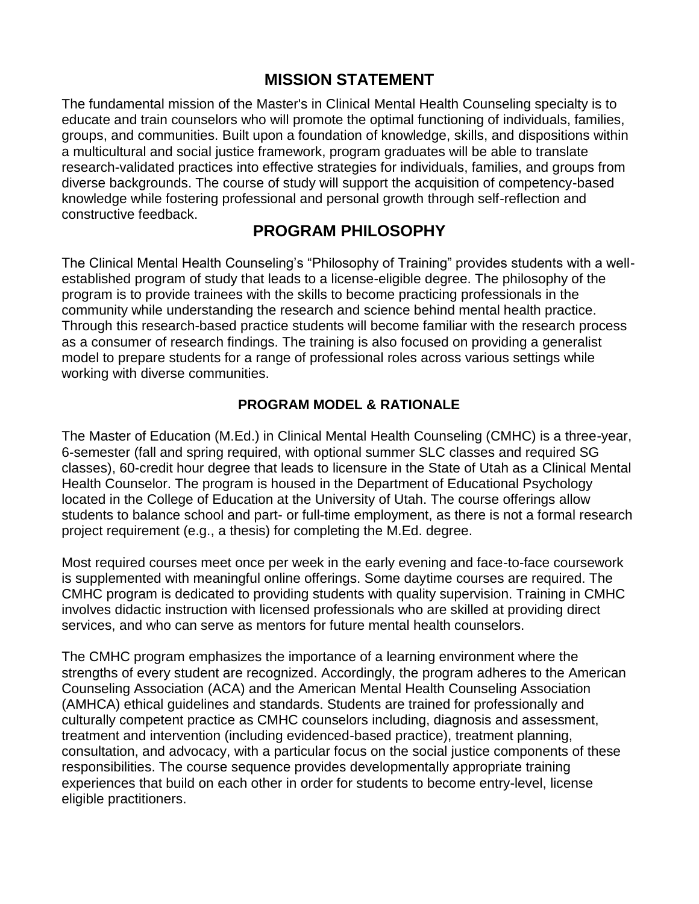## MISSION STATEMENT

The fundamental mission of the Master's in Clinical Mental Health Counseling specialty is to educate and train counselors who will promote the optimal functioning of individuals, families, groups, and communities. Built upon a foundation of knowledge, skills, and dispositions within a multicultural and social justice framework, program graduates will be able to translate research-validated practices into effective strategies for individuals, families, and groups from diverse backgrounds. The course of study will support the acquisition of competency-based knowledge while fostering professional and personal growth through self-reflection and constructive feedback.

## PROGRAM PHILOSOPHY

The Clinical Mental Health Counseling's "Philosophy of Training" provides students with a well-established program of study that leads to a license-eligible degree. The philosophy of the program is to provide trainees with the skills to become practicing professionals in the community while understanding the research and science behind mental health practice. Through this research-based practice students will become familiar with the research process as a consumer of research findings. The training is also focused on providing a generalist model to prepare students for a range of professional roles across various settings while working with diverse communities.

### PROGRAM MODEL & RATIONALE

The Master of Education (M.Ed.) in Clinical Mental Health Counseling (CMHC) is a three-year, 6-semester (fall and spring required, with optional summer SLC classes and required SG classes), 60-credit hour degree that leads to licensure in the State of Utah as a Clinical Mental Health Counselor. The program is housed in the Department of Educational Psychology located in the College of Education at the University of Utah. The course offerings allow students to balance school and part- or full-time employment, as there is not a formal research project requirement (e.g., a thesis) for completing the M.Ed. degree.

Most required courses meet once per week in the early evening and face-to-face coursework is supplemented with meaningful online offerings. Some daytime courses are required. The CMHC program is dedicated to providing students with quality supervision. Training in CMHC involves didactic instruction with licensed professionals who are skilled at providing direct services, and who can serve as mentors for future mental health counselors.

The CMHC program emphasizes the importance of a learning environment where the strengths of every student are recognized. Accordingly, the program adheres to the American Counseling Association (ACA) and the American Mental Health Counseling Association (AMHCA) ethical guidelines and standards. Students are trained for professionally and culturally competent practice as CMHC counselors including, diagnosis and assessment, treatment and intervention (including evidenced-based practice), treatment planning, consultation, and advocacy, with a particular focus on the social justice components of these responsibilities. The course sequence provides developmentally appropriate training experiences that build on each other in order for students to become entry-level, license eligible practitioners.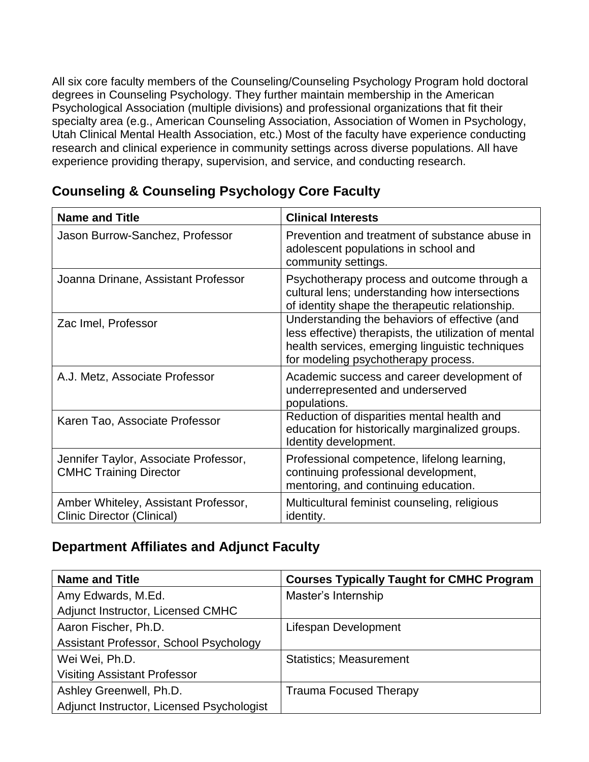All six core faculty members of the Counseling/Counseling Psychology Program hold doctoral degrees in Counseling Psychology. They further maintain membership in the American Psychological Association (multiple divisions) and professional organizations that fit their specialty area (e.g., American Counseling Association, Association of Women in Psychology, Utah Clinical Mental Health Association, etc.) Most of the faculty have experience conducting research and clinical experience in community settings across diverse populations. All have experience providing therapy, supervision, and service, and conducting research.

## Counseling & Counseling Psychology Core Faculty

| Name and Title | Clinical Interests |
|---|---|
| Jason Burrow-Sanchez, Professor | Prevention and treatment of substance abuse in adolescent populations in school and community settings. |
| Joanna Drinane, Assistant Professor | Psychotherapy process and outcome through a cultural lens; understanding how intersections of identity shape the therapeutic relationship. |
| Zac Imel, Professor | Understanding the behaviors of effective (and less effective) therapists, the utilization of mental health services, emerging linguistic techniques for modeling psychotherapy process. |
| A.J. Metz, Associate Professor | Academic success and career development of underrepresented and underserved populations. |
| Karen Tao, Associate Professor | Reduction of disparities mental health and education for historically marginalized groups. Identity development. |
| Jennifer Taylor, Associate Professor, CMHC Training Director | Professional competence, lifelong learning, continuing professional development, mentoring, and continuing education. |
| Amber Whiteley, Assistant Professor, Clinic Director (Clinical) | Multicultural feminist counseling, religious identity. |

## Department Affiliates and Adjunct Faculty

| Name and Title | Courses Typically Taught for CMHC Program |
|---|---|
| Amy Edwards, M.Ed.<br>Adjunct Instructor, Licensed CMHC | Master's Internship |
| Aaron Fischer, Ph.D.<br>Assistant Professor, School Psychology | Lifespan Development |
| Wei Wei, Ph.D.<br>Visiting Assistant Professor | Statistics; Measurement |
| Ashley Greenwell, Ph.D.<br>Adjunct Instructor, Licensed Psychologist | Trauma Focused Therapy |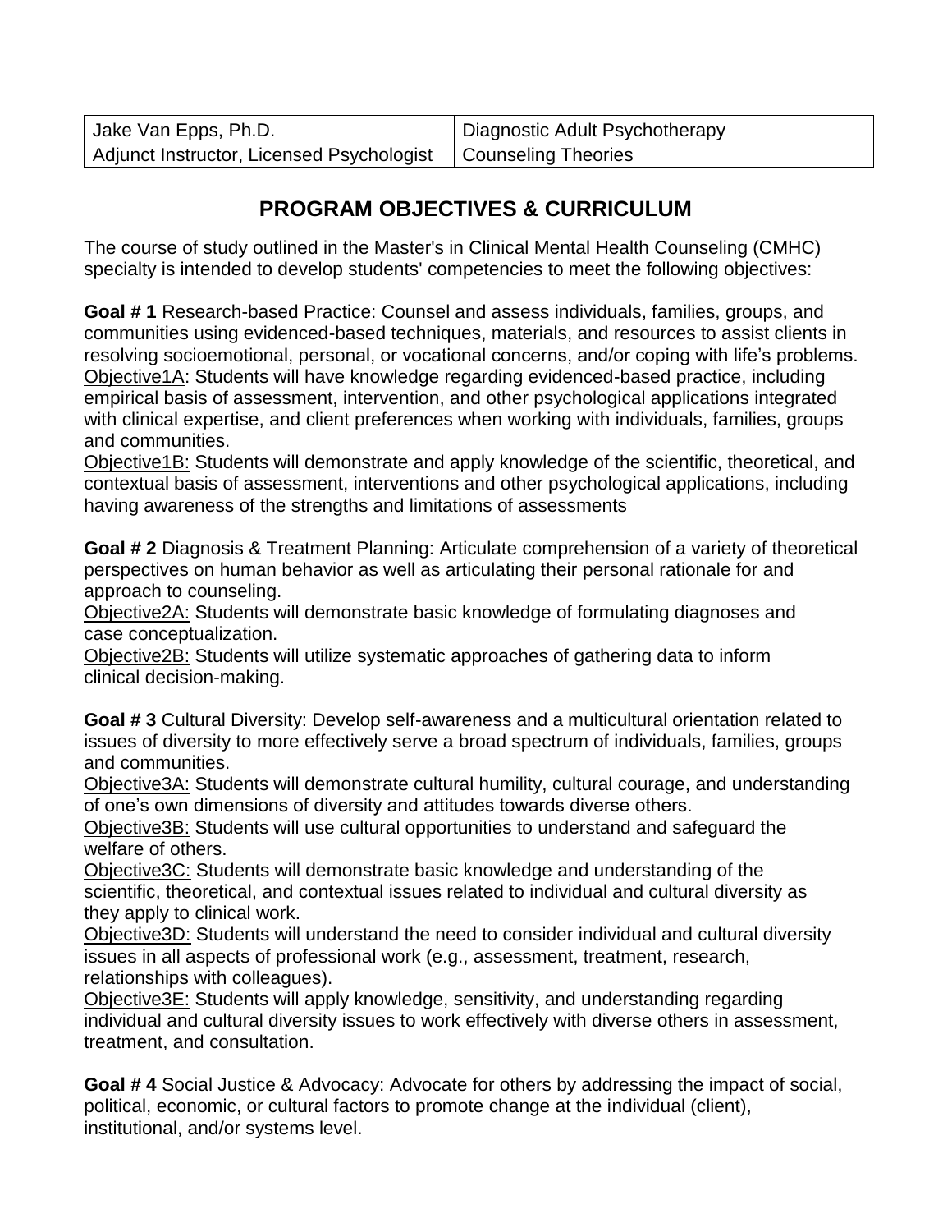| Jake Van Epps, Ph.D. | Diagnostic Adult Psychotherapy |
| --- | --- |
| Adjunct Instructor, Licensed Psychologist | Counseling Theories |

## PROGRAM OBJECTIVES & CURRICULUM

The course of study outlined in the Master's in Clinical Mental Health Counseling (CMHC) specialty is intended to develop students' competencies to meet the following objectives:

**Goal # 1** Research-based Practice: Counsel and assess individuals, families, groups, and communities using evidenced-based techniques, materials, and resources to assist clients in resolving socioemotional, personal, or vocational concerns, and/or coping with life's problems.
Objective1A: Students will have knowledge regarding evidenced-based practice, including empirical basis of assessment, intervention, and other psychological applications integrated with clinical expertise, and client preferences when working with individuals, families, groups and communities.
Objective1B: Students will demonstrate and apply knowledge of the scientific, theoretical, and contextual basis of assessment, interventions and other psychological applications, including having awareness of the strengths and limitations of assessments

**Goal # 2** Diagnosis & Treatment Planning: Articulate comprehension of a variety of theoretical perspectives on human behavior as well as articulating their personal rationale for and approach to counseling.
Objective2A: Students will demonstrate basic knowledge of formulating diagnoses and case conceptualization.
Objective2B: Students will utilize systematic approaches of gathering data to inform clinical decision-making.

**Goal # 3** Cultural Diversity: Develop self-awareness and a multicultural orientation related to issues of diversity to more effectively serve a broad spectrum of individuals, families, groups and communities.
Objective3A: Students will demonstrate cultural humility, cultural courage, and understanding of one's own dimensions of diversity and attitudes towards diverse others.
Objective3B: Students will use cultural opportunities to understand and safeguard the welfare of others.
Objective3C: Students will demonstrate basic knowledge and understanding of the scientific, theoretical, and contextual issues related to individual and cultural diversity as they apply to clinical work.
Objective3D: Students will understand the need to consider individual and cultural diversity issues in all aspects of professional work (e.g., assessment, treatment, research, relationships with colleagues).
Objective3E: Students will apply knowledge, sensitivity, and understanding regarding individual and cultural diversity issues to work effectively with diverse others in assessment, treatment, and consultation.

**Goal # 4** Social Justice & Advocacy: Advocate for others by addressing the impact of social, political, economic, or cultural factors to promote change at the individual (client), institutional, and/or systems level.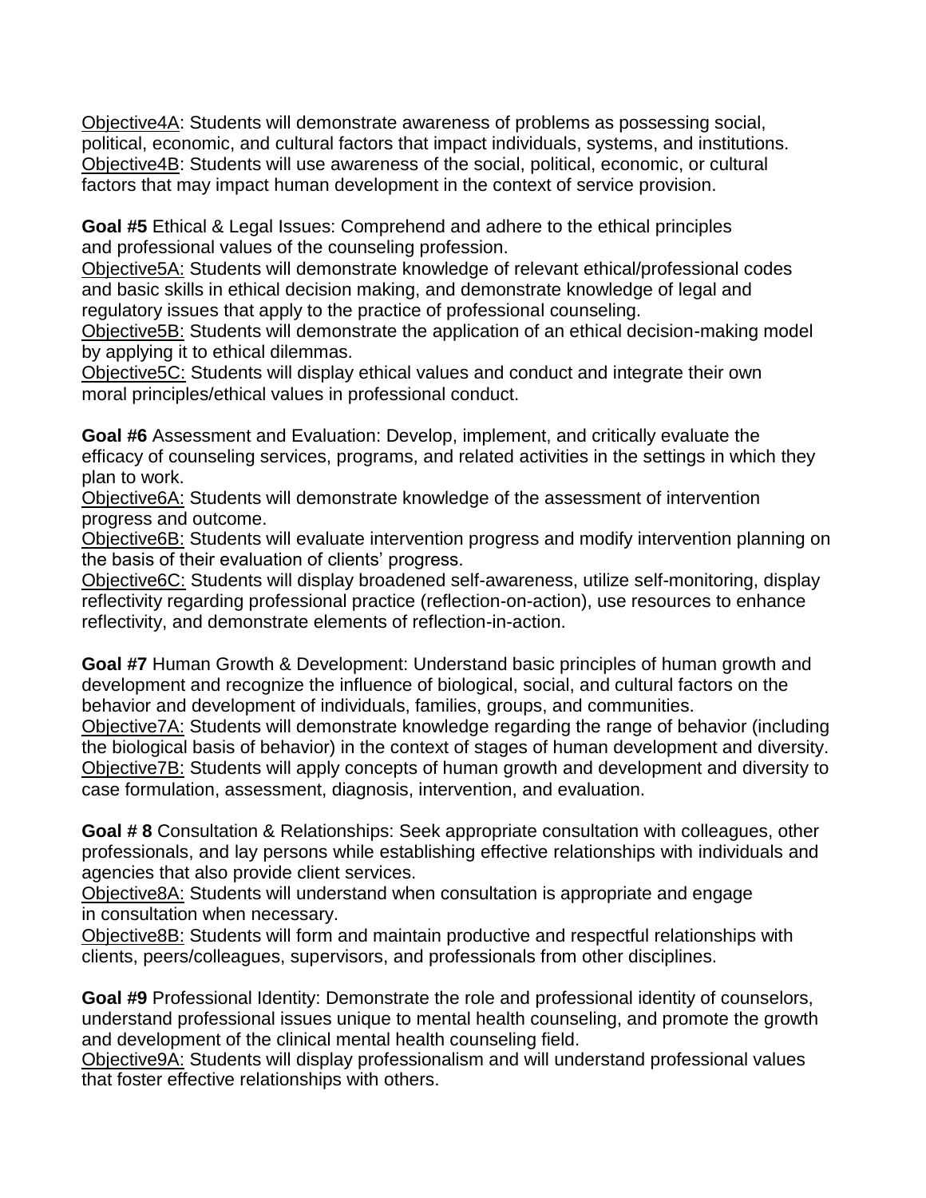Objective4A: Students will demonstrate awareness of problems as possessing social, political, economic, and cultural factors that impact individuals, systems, and institutions.
Objective4B: Students will use awareness of the social, political, economic, or cultural factors that may impact human development in the context of service provision.

**Goal #5** Ethical & Legal Issues: Comprehend and adhere to the ethical principles and professional values of the counseling profession.
Objective5A: Students will demonstrate knowledge of relevant ethical/professional codes and basic skills in ethical decision making, and demonstrate knowledge of legal and regulatory issues that apply to the practice of professional counseling.
Objective5B: Students will demonstrate the application of an ethical decision-making model by applying it to ethical dilemmas.
Objective5C: Students will display ethical values and conduct and integrate their own moral principles/ethical values in professional conduct.

**Goal #6** Assessment and Evaluation: Develop, implement, and critically evaluate the efficacy of counseling services, programs, and related activities in the settings in which they plan to work.
Objective6A: Students will demonstrate knowledge of the assessment of intervention progress and outcome.
Objective6B: Students will evaluate intervention progress and modify intervention planning on the basis of their evaluation of clients' progress.
Objective6C: Students will display broadened self-awareness, utilize self-monitoring, display reflectivity regarding professional practice (reflection-on-action), use resources to enhance reflectivity, and demonstrate elements of reflection-in-action.

**Goal #7** Human Growth & Development: Understand basic principles of human growth and development and recognize the influence of biological, social, and cultural factors on the behavior and development of individuals, families, groups, and communities.
Objective7A: Students will demonstrate knowledge regarding the range of behavior (including the biological basis of behavior) in the context of stages of human development and diversity.
Objective7B: Students will apply concepts of human growth and development and diversity to case formulation, assessment, diagnosis, intervention, and evaluation.

**Goal # 8** Consultation & Relationships: Seek appropriate consultation with colleagues, other professionals, and lay persons while establishing effective relationships with individuals and agencies that also provide client services.
Objective8A: Students will understand when consultation is appropriate and engage in consultation when necessary.
Objective8B: Students will form and maintain productive and respectful relationships with clients, peers/colleagues, supervisors, and professionals from other disciplines.

**Goal #9** Professional Identity: Demonstrate the role and professional identity of counselors, understand professional issues unique to mental health counseling, and promote the growth and development of the clinical mental health counseling field.
Objective9A: Students will display professionalism and will understand professional values that foster effective relationships with others.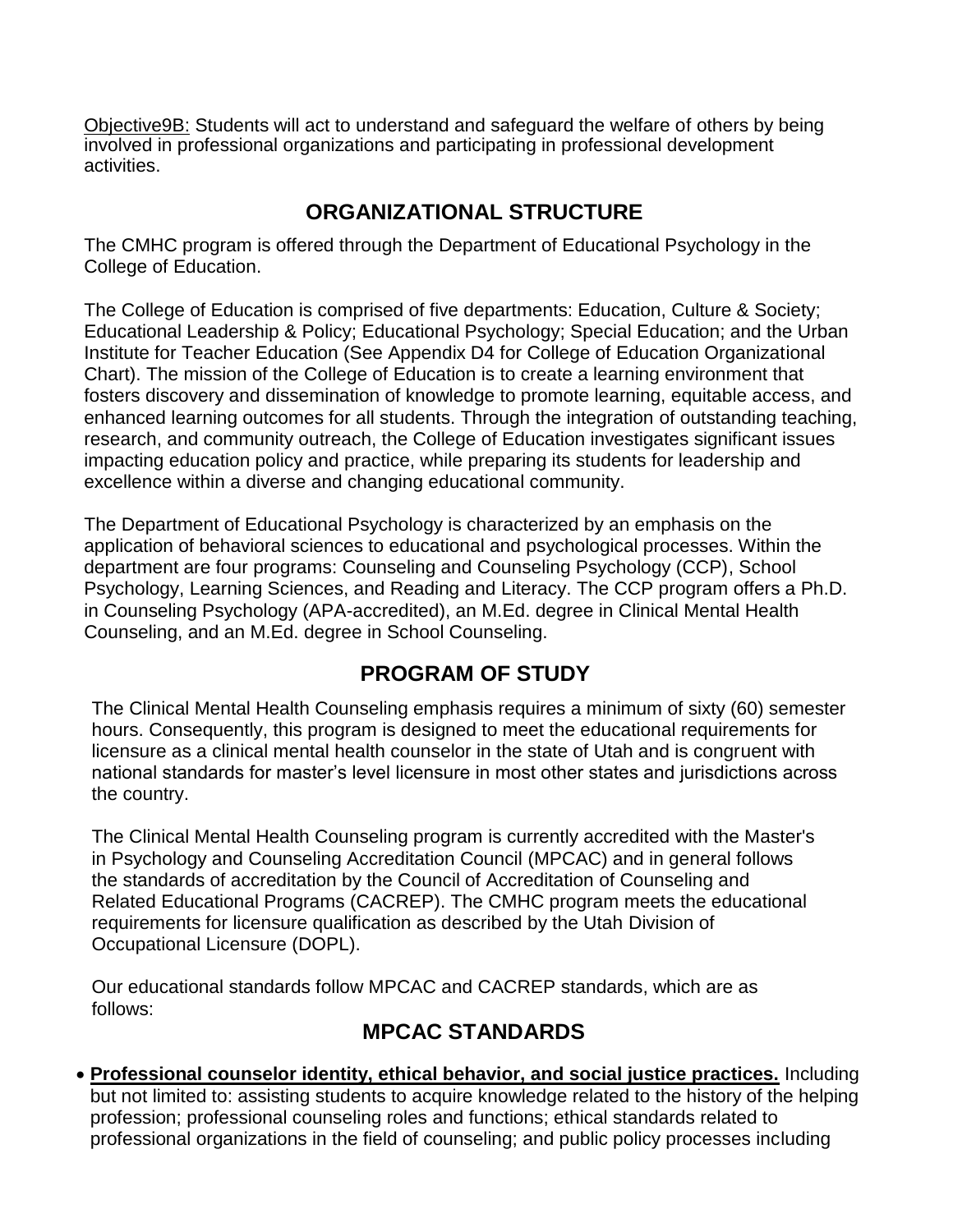Objective9B: Students will act to understand and safeguard the welfare of others by being involved in professional organizations and participating in professional development activities.

## ORGANIZATIONAL STRUCTURE

The CMHC program is offered through the Department of Educational Psychology in the College of Education.

The College of Education is comprised of five departments: Education, Culture & Society; Educational Leadership & Policy; Educational Psychology; Special Education; and the Urban Institute for Teacher Education (See Appendix D4 for College of Education Organizational Chart). The mission of the College of Education is to create a learning environment that fosters discovery and dissemination of knowledge to promote learning, equitable access, and enhanced learning outcomes for all students. Through the integration of outstanding teaching, research, and community outreach, the College of Education investigates significant issues impacting education policy and practice, while preparing its students for leadership and excellence within a diverse and changing educational community.

The Department of Educational Psychology is characterized by an emphasis on the application of behavioral sciences to educational and psychological processes. Within the department are four programs: Counseling and Counseling Psychology (CCP), School Psychology, Learning Sciences, and Reading and Literacy. The CCP program offers a Ph.D. in Counseling Psychology (APA-accredited), an M.Ed. degree in Clinical Mental Health Counseling, and an M.Ed. degree in School Counseling.

## PROGRAM OF STUDY

The Clinical Mental Health Counseling emphasis requires a minimum of sixty (60) semester hours. Consequently, this program is designed to meet the educational requirements for licensure as a clinical mental health counselor in the state of Utah and is congruent with national standards for master's level licensure in most other states and jurisdictions across the country.

The Clinical Mental Health Counseling program is currently accredited with the Master's in Psychology and Counseling Accreditation Council (MPCAC) and in general follows the standards of accreditation by the Council of Accreditation of Counseling and Related Educational Programs (CACREP). The CMHC program meets the educational requirements for licensure qualification as described by the Utah Division of Occupational Licensure (DOPL).

Our educational standards follow MPCAC and CACREP standards, which are as follows:

## MPCAC STANDARDS

- **Professional counselor identity, ethical behavior, and social justice practices.** Including but not limited to: assisting students to acquire knowledge related to the history of the helping profession; professional counseling roles and functions; ethical standards related to professional organizations in the field of counseling; and public policy processes including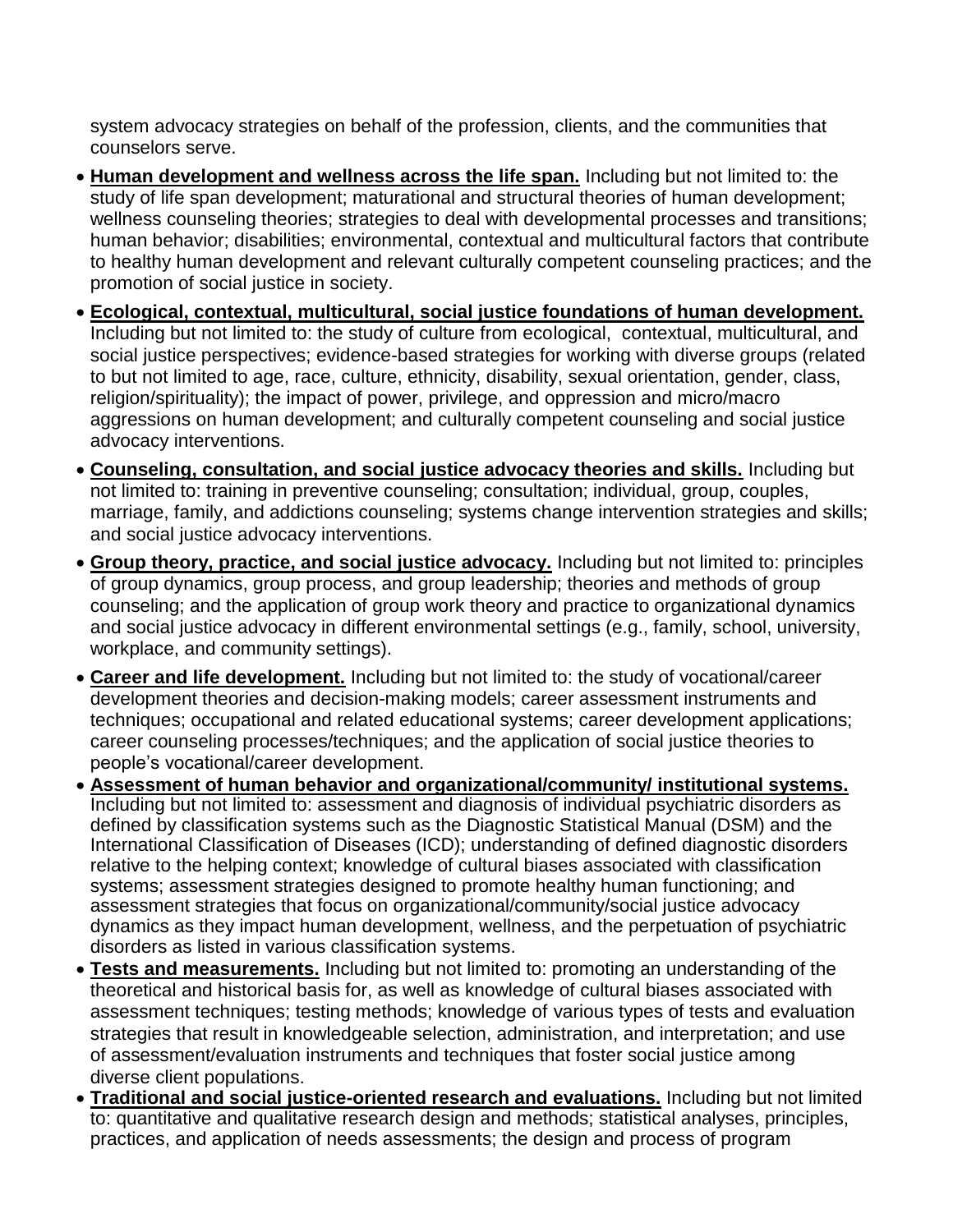system advocacy strategies on behalf of the profession, clients, and the communities that counselors serve.

- **Human development and wellness across the life span.** Including but not limited to: the study of life span development; maturational and structural theories of human development; wellness counseling theories; strategies to deal with developmental processes and transitions; human behavior; disabilities; environmental, contextual and multicultural factors that contribute to healthy human development and relevant culturally competent counseling practices; and the promotion of social justice in society.
- **Ecological, contextual, multicultural, social justice foundations of human development.** Including but not limited to: the study of culture from ecological, contextual, multicultural, and social justice perspectives; evidence-based strategies for working with diverse groups (related to but not limited to age, race, culture, ethnicity, disability, sexual orientation, gender, class, religion/spirituality); the impact of power, privilege, and oppression and micro/macro aggressions on human development; and culturally competent counseling and social justice advocacy interventions.
- **Counseling, consultation, and social justice advocacy theories and skills.** Including but not limited to: training in preventive counseling; consultation; individual, group, couples, marriage, family, and addictions counseling; systems change intervention strategies and skills; and social justice advocacy interventions.
- **Group theory, practice, and social justice advocacy.** Including but not limited to: principles of group dynamics, group process, and group leadership; theories and methods of group counseling; and the application of group work theory and practice to organizational dynamics and social justice advocacy in different environmental settings (e.g., family, school, university, workplace, and community settings).
- **Career and life development.** Including but not limited to: the study of vocational/career development theories and decision-making models; career assessment instruments and techniques; occupational and related educational systems; career development applications; career counseling processes/techniques; and the application of social justice theories to people's vocational/career development.
- **Assessment of human behavior and organizational/community/ institutional systems.** Including but not limited to: assessment and diagnosis of individual psychiatric disorders as defined by classification systems such as the Diagnostic Statistical Manual (DSM) and the International Classification of Diseases (ICD); understanding of defined diagnostic disorders relative to the helping context; knowledge of cultural biases associated with classification systems; assessment strategies designed to promote healthy human functioning; and assessment strategies that focus on organizational/community/social justice advocacy dynamics as they impact human development, wellness, and the perpetuation of psychiatric disorders as listed in various classification systems.
- **Tests and measurements.** Including but not limited to: promoting an understanding of the theoretical and historical basis for, as well as knowledge of cultural biases associated with assessment techniques; testing methods; knowledge of various types of tests and evaluation strategies that result in knowledgeable selection, administration, and interpretation; and use of assessment/evaluation instruments and techniques that foster social justice among diverse client populations.
- **Traditional and social justice-oriented research and evaluations.** Including but not limited to: quantitative and qualitative research design and methods; statistical analyses, principles, practices, and application of needs assessments; the design and process of program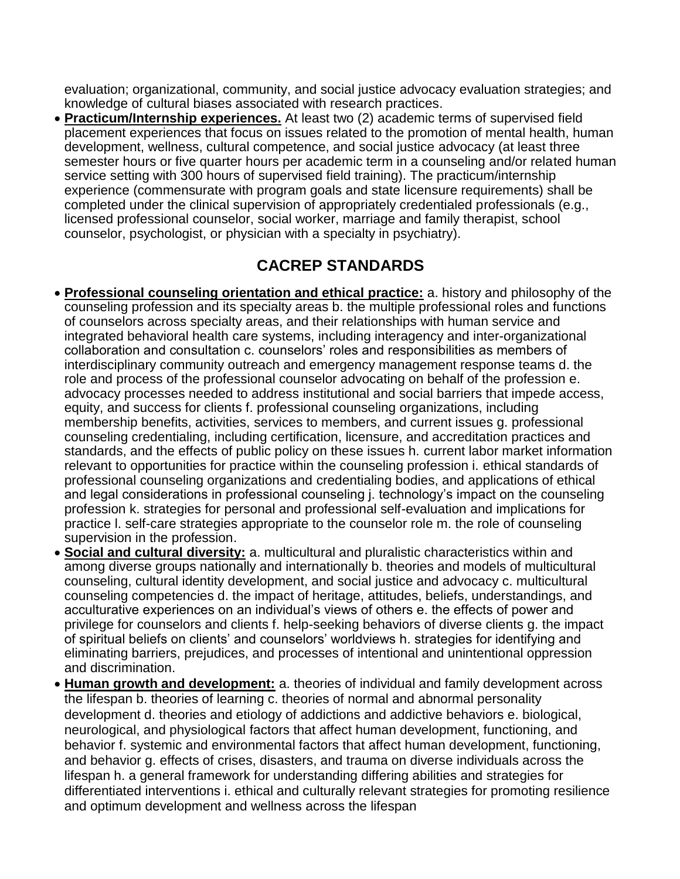evaluation; organizational, community, and social justice advocacy evaluation strategies; and knowledge of cultural biases associated with research practices.

- **Practicum/Internship experiences.** At least two (2) academic terms of supervised field placement experiences that focus on issues related to the promotion of mental health, human development, wellness, cultural competence, and social justice advocacy (at least three semester hours or five quarter hours per academic term in a counseling and/or related human service setting with 300 hours of supervised field training). The practicum/internship experience (commensurate with program goals and state licensure requirements) shall be completed under the clinical supervision of appropriately credentialed professionals (e.g., licensed professional counselor, social worker, marriage and family therapist, school counselor, psychologist, or physician with a specialty in psychiatry).

## CACREP STANDARDS

- **Professional counseling orientation and ethical practice:** a. history and philosophy of the counseling profession and its specialty areas b. the multiple professional roles and functions of counselors across specialty areas, and their relationships with human service and integrated behavioral health care systems, including interagency and inter-organizational collaboration and consultation c. counselors' roles and responsibilities as members of interdisciplinary community outreach and emergency management response teams d. the role and process of the professional counselor advocating on behalf of the profession e. advocacy processes needed to address institutional and social barriers that impede access, equity, and success for clients f. professional counseling organizations, including membership benefits, activities, services to members, and current issues g. professional counseling credentialing, including certification, licensure, and accreditation practices and standards, and the effects of public policy on these issues h. current labor market information relevant to opportunities for practice within the counseling profession i. ethical standards of professional counseling organizations and credentialing bodies, and applications of ethical and legal considerations in professional counseling j. technology's impact on the counseling profession k. strategies for personal and professional self-evaluation and implications for practice l. self-care strategies appropriate to the counselor role m. the role of counseling supervision in the profession.
- **Social and cultural diversity:** a. multicultural and pluralistic characteristics within and among diverse groups nationally and internationally b. theories and models of multicultural counseling, cultural identity development, and social justice and advocacy c. multicultural counseling competencies d. the impact of heritage, attitudes, beliefs, understandings, and acculturative experiences on an individual's views of others e. the effects of power and privilege for counselors and clients f. help-seeking behaviors of diverse clients g. the impact of spiritual beliefs on clients' and counselors' worldviews h. strategies for identifying and eliminating barriers, prejudices, and processes of intentional and unintentional oppression and discrimination.
- **Human growth and development:** a. theories of individual and family development across the lifespan b. theories of learning c. theories of normal and abnormal personality development d. theories and etiology of addictions and addictive behaviors e. biological, neurological, and physiological factors that affect human development, functioning, and behavior f. systemic and environmental factors that affect human development, functioning, and behavior g. effects of crises, disasters, and trauma on diverse individuals across the lifespan h. a general framework for understanding differing abilities and strategies for differentiated interventions i. ethical and culturally relevant strategies for promoting resilience and optimum development and wellness across the lifespan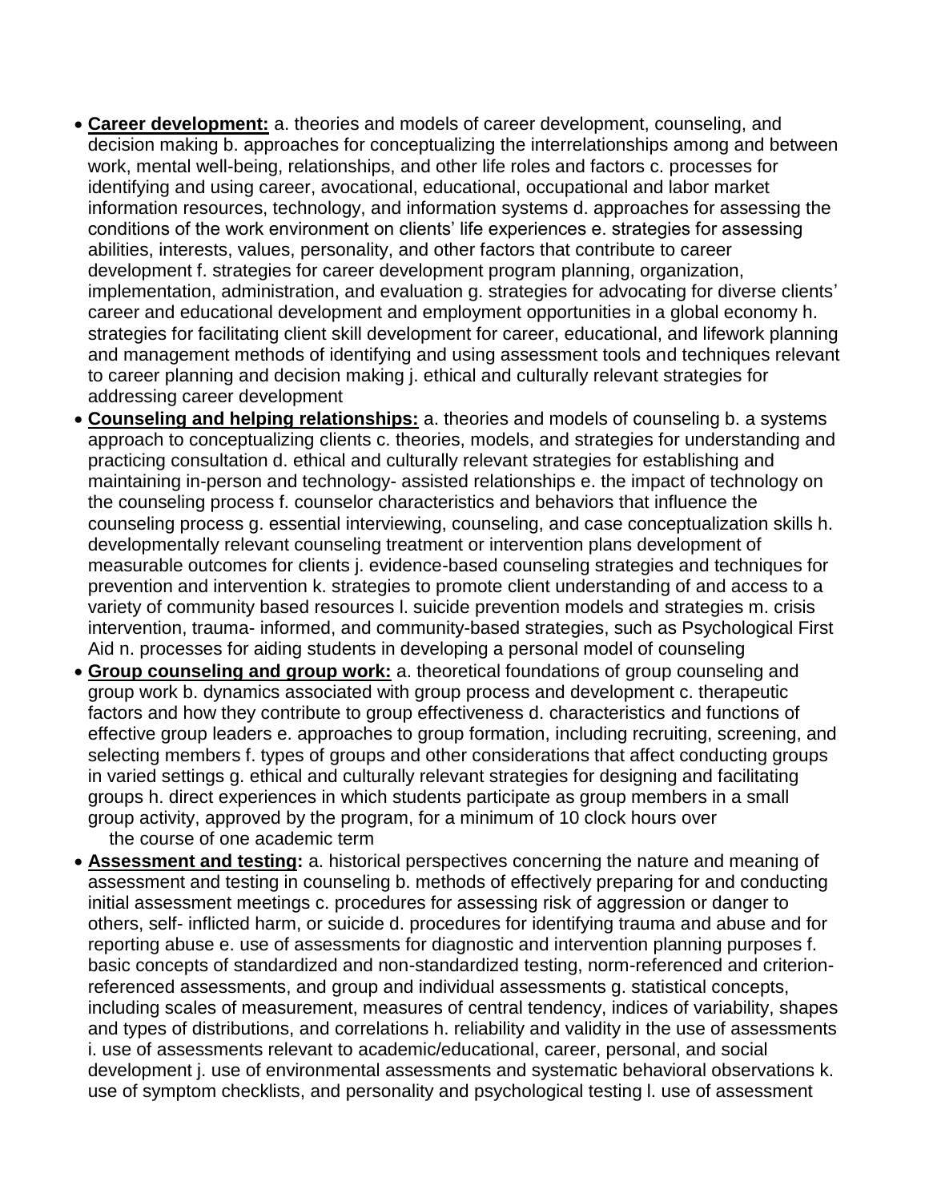- **Career development:** a. theories and models of career development, counseling, and decision making b. approaches for conceptualizing the interrelationships among and between work, mental well-being, relationships, and other life roles and factors c. processes for identifying and using career, avocational, educational, occupational and labor market information resources, technology, and information systems d. approaches for assessing the conditions of the work environment on clients' life experiences e. strategies for assessing abilities, interests, values, personality, and other factors that contribute to career development f. strategies for career development program planning, organization, implementation, administration, and evaluation g. strategies for advocating for diverse clients' career and educational development and employment opportunities in a global economy h. strategies for facilitating client skill development for career, educational, and lifework planning and management methods of identifying and using assessment tools and techniques relevant to career planning and decision making j. ethical and culturally relevant strategies for addressing career development
- **Counseling and helping relationships:** a. theories and models of counseling b. a systems approach to conceptualizing clients c. theories, models, and strategies for understanding and practicing consultation d. ethical and culturally relevant strategies for establishing and maintaining in-person and technology- assisted relationships e. the impact of technology on the counseling process f. counselor characteristics and behaviors that influence the counseling process g. essential interviewing, counseling, and case conceptualization skills h. developmentally relevant counseling treatment or intervention plans development of measurable outcomes for clients j. evidence-based counseling strategies and techniques for prevention and intervention k. strategies to promote client understanding of and access to a variety of community based resources l. suicide prevention models and strategies m. crisis intervention, trauma- informed, and community-based strategies, such as Psychological First Aid n. processes for aiding students in developing a personal model of counseling
- **Group counseling and group work:** a. theoretical foundations of group counseling and group work b. dynamics associated with group process and development c. therapeutic factors and how they contribute to group effectiveness d. characteristics and functions of effective group leaders e. approaches to group formation, including recruiting, screening, and selecting members f. types of groups and other considerations that affect conducting groups in varied settings g. ethical and culturally relevant strategies for designing and facilitating groups h. direct experiences in which students participate as group members in a small group activity, approved by the program, for a minimum of 10 clock hours over the course of one academic term
- **Assessment and testing:** a. historical perspectives concerning the nature and meaning of assessment and testing in counseling b. methods of effectively preparing for and conducting initial assessment meetings c. procedures for assessing risk of aggression or danger to others, self- inflicted harm, or suicide d. procedures for identifying trauma and abuse and for reporting abuse e. use of assessments for diagnostic and intervention planning purposes f. basic concepts of standardized and non-standardized testing, norm-referenced and criterion-referenced assessments, and group and individual assessments g. statistical concepts, including scales of measurement, measures of central tendency, indices of variability, shapes and types of distributions, and correlations h. reliability and validity in the use of assessments i. use of assessments relevant to academic/educational, career, personal, and social development j. use of environmental assessments and systematic behavioral observations k. use of symptom checklists, and personality and psychological testing l. use of assessment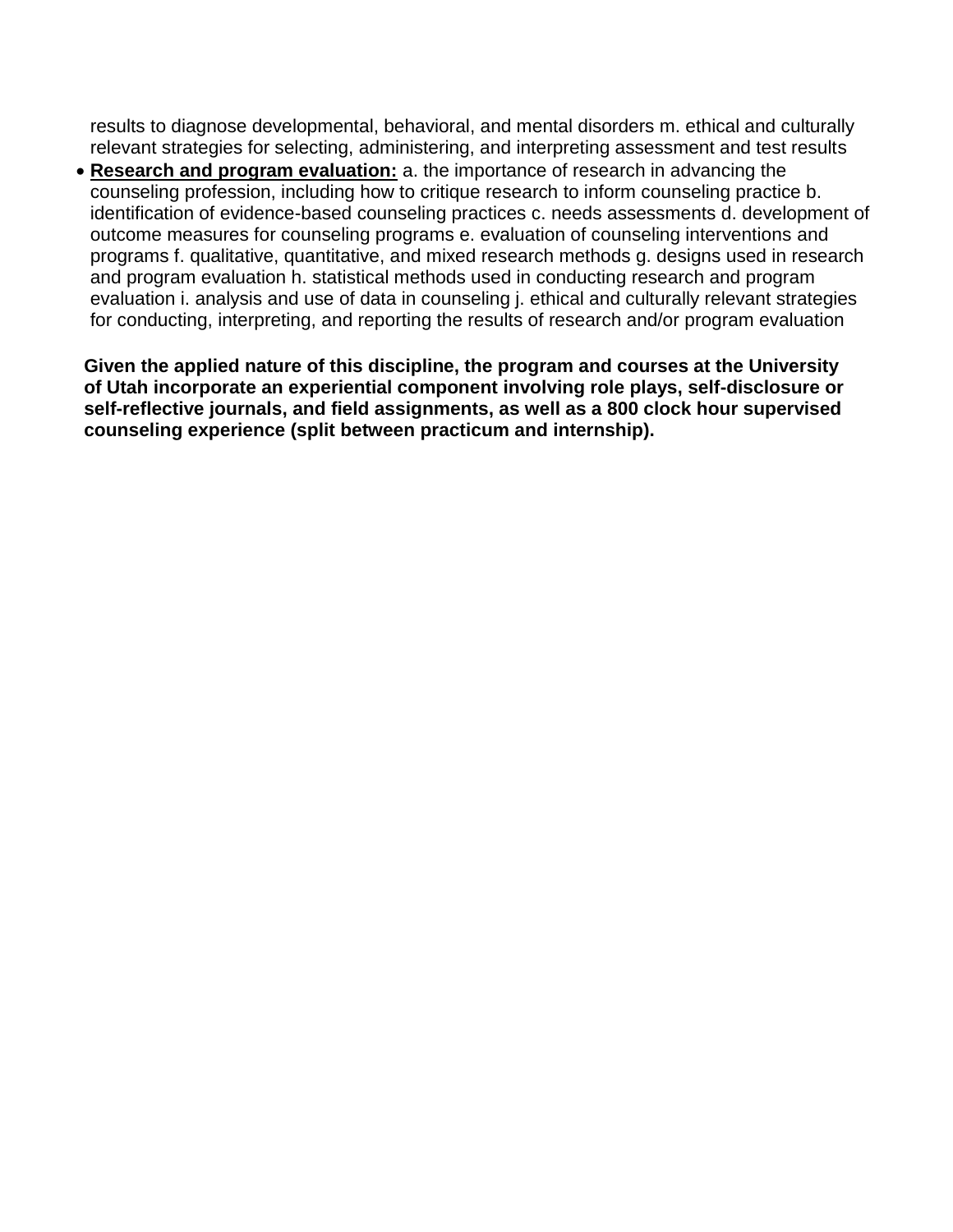results to diagnose developmental, behavioral, and mental disorders m. ethical and culturally relevant strategies for selecting, administering, and interpreting assessment and test results

- **Research and program evaluation:** a. the importance of research in advancing the counseling profession, including how to critique research to inform counseling practice b. identification of evidence-based counseling practices c. needs assessments d. development of outcome measures for counseling programs e. evaluation of counseling interventions and programs f. qualitative, quantitative, and mixed research methods g. designs used in research and program evaluation h. statistical methods used in conducting research and program evaluation i. analysis and use of data in counseling j. ethical and culturally relevant strategies for conducting, interpreting, and reporting the results of research and/or program evaluation

**Given the applied nature of this discipline, the program and courses at the University of Utah incorporate an experiential component involving role plays, self-disclosure or self-reflective journals, and field assignments, as well as a 800 clock hour supervised counseling experience (split between practicum and internship).**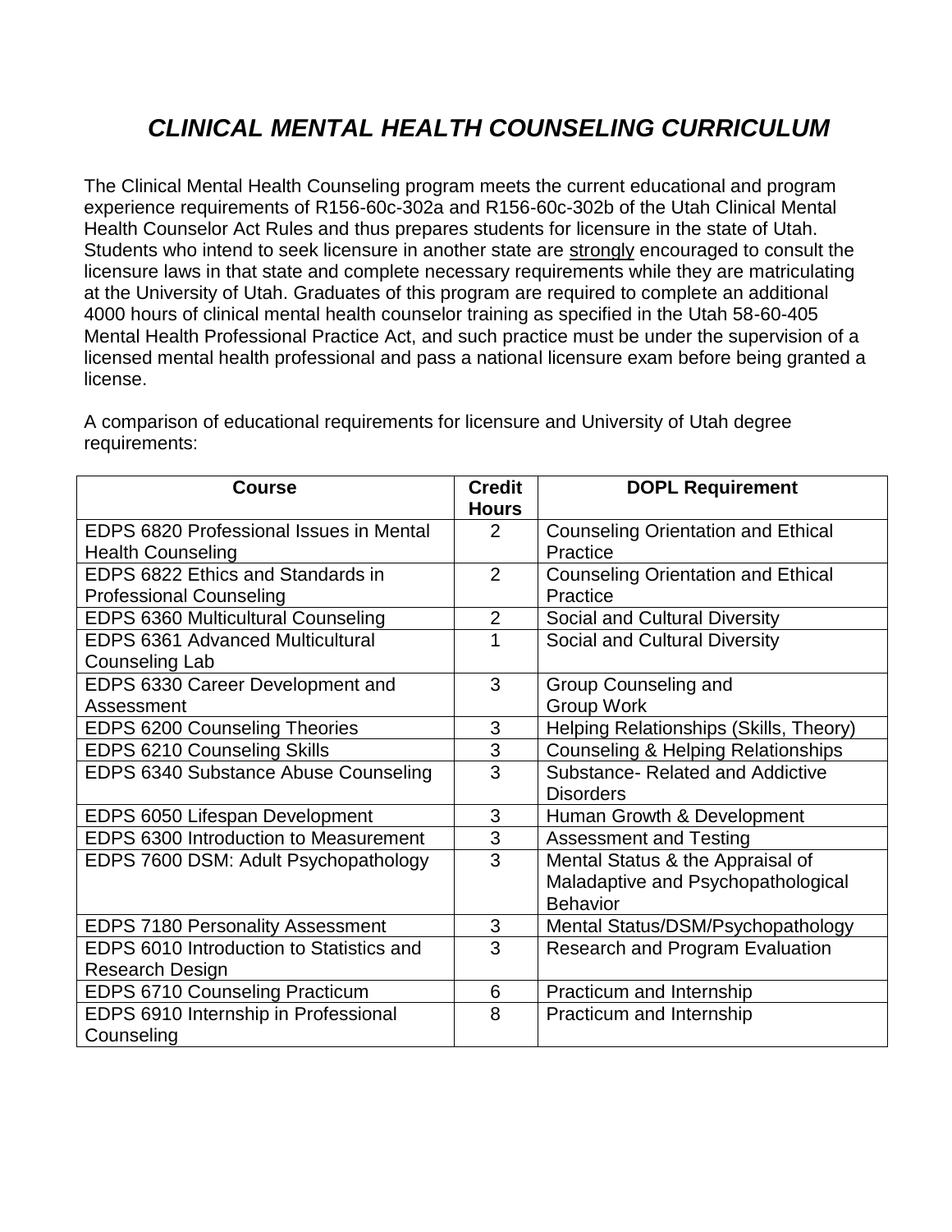# *CLINICAL MENTAL HEALTH COUNSELING CURRICULUM*

The Clinical Mental Health Counseling program meets the current educational and program experience requirements of R156-60c-302a and R156-60c-302b of the Utah Clinical Mental Health Counselor Act Rules and thus prepares students for licensure in the state of Utah. Students who intend to seek licensure in another state are strongly encouraged to consult the licensure laws in that state and complete necessary requirements while they are matriculating at the University of Utah. Graduates of this program are required to complete an additional 4000 hours of clinical mental health counselor training as specified in the Utah 58-60-405 Mental Health Professional Practice Act, and such practice must be under the supervision of a licensed mental health professional and pass a national licensure exam before being granted a license.

A comparison of educational requirements for licensure and University of Utah degree requirements:

| Course | Credit Hours | DOPL Requirement |
|---|---|---|
| EDPS 6820 Professional Issues in Mental Health Counseling | 2 | Counseling Orientation and Ethical Practice |
| EDPS 6822 Ethics and Standards in Professional Counseling | 2 | Counseling Orientation and Ethical Practice |
| EDPS 6360 Multicultural Counseling | 2 | Social and Cultural Diversity |
| EDPS 6361 Advanced Multicultural Counseling Lab | 1 | Social and Cultural Diversity |
| EDPS 6330 Career Development and Assessment | 3 | Group Counseling and Group Work |
| EDPS 6200 Counseling Theories | 3 | Helping Relationships (Skills, Theory) |
| EDPS 6210 Counseling Skills | 3 | Counseling & Helping Relationships |
| EDPS 6340 Substance Abuse Counseling | 3 | Substance- Related and Addictive Disorders |
| EDPS 6050 Lifespan Development | 3 | Human Growth & Development |
| EDPS 6300 Introduction to Measurement | 3 | Assessment and Testing |
| EDPS 7600 DSM: Adult Psychopathology | 3 | Mental Status & the Appraisal of Maladaptive and Psychopathological Behavior |
| EDPS 7180 Personality Assessment | 3 | Mental Status/DSM/Psychopathology |
| EDPS 6010 Introduction to Statistics and Research Design | 3 | Research and Program Evaluation |
| EDPS 6710 Counseling Practicum | 6 | Practicum and Internship |
| EDPS 6910 Internship in Professional Counseling | 8 | Practicum and Internship |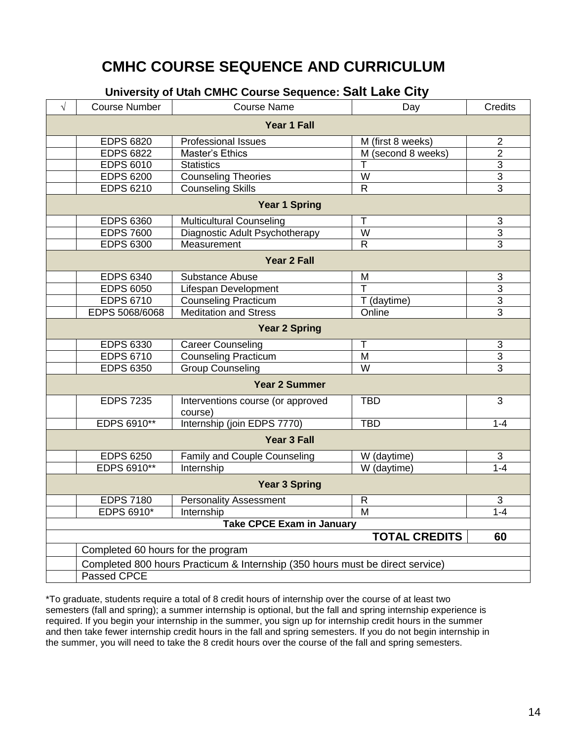# CMHC COURSE SEQUENCE AND CURRICULUM

### University of Utah CMHC Course Sequence: Salt Lake City

| √ | Course Number | Course Name | Day | Credits |
|---|---|---|---|---|
| **Year 1 Fall** | | | | |
| | EDPS 6820 | Professional Issues | M (first 8 weeks) | 2 |
| | EDPS 6822 | Master's Ethics | M (second 8 weeks) | 2 |
| | EDPS 6010 | Statistics | T | 3 |
| | EDPS 6200 | Counseling Theories | W | 3 |
| | EDPS 6210 | Counseling Skills | R | 3 |
| **Year 1 Spring** | | | | |
| | EDPS 6360 | Multicultural Counseling | T | 3 |
| | EDPS 7600 | Diagnostic Adult Psychotherapy | W | 3 |
| | EDPS 6300 | Measurement | R | 3 |
| **Year 2 Fall** | | | | |
| | EDPS 6340 | Substance Abuse | M | 3 |
| | EDPS 6050 | Lifespan Development | T | 3 |
| | EDPS 6710 | Counseling Practicum | T (daytime) | 3 |
| | EDPS 5068/6068 | Meditation and Stress | Online | 3 |
| **Year 2 Spring** | | | | |
| | EDPS 6330 | Career Counseling | T | 3 |
| | EDPS 6710 | Counseling Practicum | M | 3 |
| | EDPS 6350 | Group Counseling | W | 3 |
| **Year 2 Summer** | | | | |
| | EDPS 7235 | Interventions course (or approved course) | TBD | 3 |
| | EDPS 6910** | Internship (join EDPS 7770) | TBD | 1-4 |
| **Year 3 Fall** | | | | |
| | EDPS 6250 | Family and Couple Counseling | W (daytime) | 3 |
| | EDPS 6910** | Internship | W (daytime) | 1-4 |
| **Year 3 Spring** | | | | |
| | EDPS 7180 | Personality Assessment | R | 3 |
| | EDPS 6910* | Internship | M | 1-4 |
| **Take CPCE Exam in January** | | | | |
| | | | **TOTAL CREDITS** | **60** |
| | Completed 60 hours for the program | | | |
| | Completed 800 hours Practicum & Internship (350 hours must be direct service) | | | |
| | Passed CPCE | | | |

*To graduate, students require a total of 8 credit hours of internship over the course of at least two semesters (fall and spring); a summer internship is optional, but the fall and spring internship experience is required. If you begin your internship in the summer, you sign up for internship credit hours in the summer and then take fewer internship credit hours in the fall and spring semesters. If you do not begin internship in the summer, you will need to take the 8 credit hours over the course of the fall and spring semesters.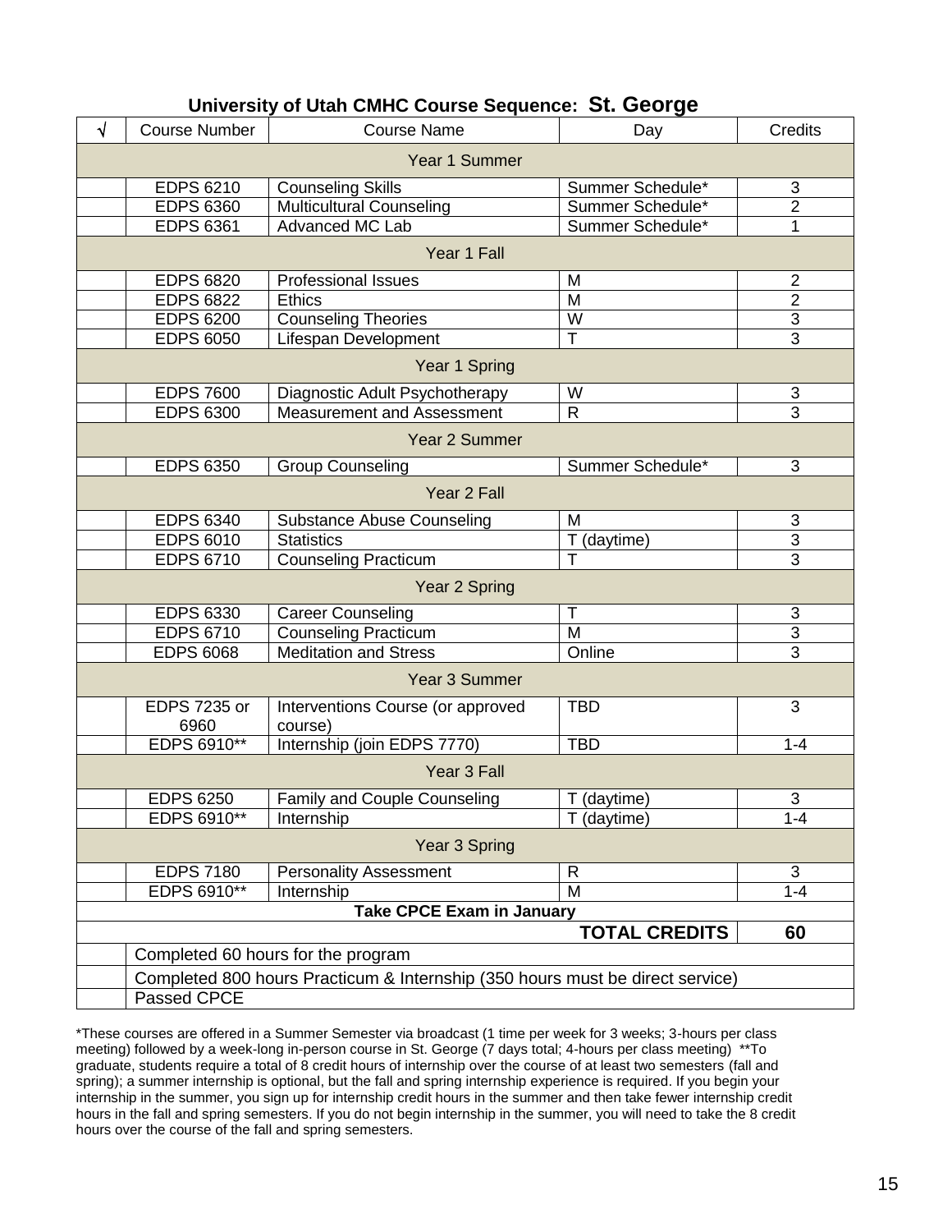## University of Utah CMHC Course Sequence: St. George

| √ | Course Number | Course Name | Day | Credits |
|---|---|---|---|---|
| Year 1 Summer | | | | |
| | EDPS 6210 | Counseling Skills | Summer Schedule* | 3 |
| | EDPS 6360 | Multicultural Counseling | Summer Schedule* | 2 |
| | EDPS 6361 | Advanced MC Lab | Summer Schedule* | 1 |
| Year 1 Fall | | | | |
| | EDPS 6820 | Professional Issues | M | 2 |
| | EDPS 6822 | Ethics | M | 2 |
| | EDPS 6200 | Counseling Theories | W | 3 |
| | EDPS 6050 | Lifespan Development | T | 3 |
| Year 1 Spring | | | | |
| | EDPS 7600 | Diagnostic Adult Psychotherapy | W | 3 |
| | EDPS 6300 | Measurement and Assessment | R | 3 |
| Year 2 Summer | | | | |
| | EDPS 6350 | Group Counseling | Summer Schedule* | 3 |
| Year 2 Fall | | | | |
| | EDPS 6340 | Substance Abuse Counseling | M | 3 |
| | EDPS 6010 | Statistics | T (daytime) | 3 |
| | EDPS 6710 | Counseling Practicum | T | 3 |
| Year 2 Spring | | | | |
| | EDPS 6330 | Career Counseling | T | 3 |
| | EDPS 6710 | Counseling Practicum | M | 3 |
| | EDPS 6068 | Meditation and Stress | Online | 3 |
| Year 3 Summer | | | | |
| | EDPS 7235 or 6960 | Interventions Course (or approved course) | TBD | 3 |
| | EDPS 6910** | Internship (join EDPS 7770) | TBD | 1-4 |
| Year 3 Fall | | | | |
| | EDPS 6250 | Family and Couple Counseling | T (daytime) | 3 |
| | EDPS 6910** | Internship | T (daytime) | 1-4 |
| Year 3 Spring | | | | |
| | EDPS 7180 | Personality Assessment | R | 3 |
| | EDPS 6910** | Internship | M | 1-4 |
| **Take CPCE Exam in January** | | | | |
| | | | **TOTAL CREDITS** | **60** |
| | Completed 60 hours for the program | | | |
| | Completed 800 hours Practicum & Internship (350 hours must be direct service) | | | |
| | Passed CPCE | | | |

*These courses are offered in a Summer Semester via broadcast (1 time per week for 3 weeks; 3-hours per class meeting) followed by a week-long in-person course in St. George (7 days total; 4-hours per class meeting) **To graduate, students require a total of 8 credit hours of internship over the course of at least two semesters (fall and spring); a summer internship is optional, but the fall and spring internship experience is required. If you begin your internship in the summer, you sign up for internship credit hours in the summer and then take fewer internship credit hours in the fall and spring semesters. If you do not begin internship in the summer, you will need to take the 8 credit hours over the course of the fall and spring semesters.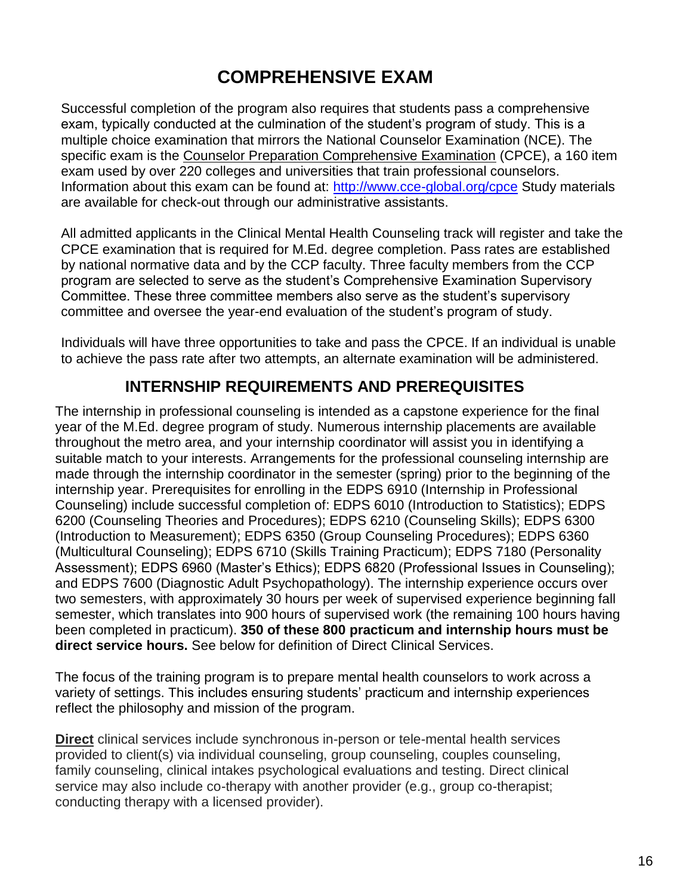# COMPREHENSIVE EXAM

Successful completion of the program also requires that students pass a comprehensive exam, typically conducted at the culmination of the student's program of study. This is a multiple choice examination that mirrors the National Counselor Examination (NCE). The specific exam is the Counselor Preparation Comprehensive Examination (CPCE), a 160 item exam used by over 220 colleges and universities that train professional counselors. Information about this exam can be found at: [http://www.cce-global.org/cpce](http://www.cce-global.org/cpce) Study materials are available for check-out through our administrative assistants.

All admitted applicants in the Clinical Mental Health Counseling track will register and take the CPCE examination that is required for M.Ed. degree completion. Pass rates are established by national normative data and by the CCP faculty. Three faculty members from the CCP program are selected to serve as the student's Comprehensive Examination Supervisory Committee. These three committee members also serve as the student's supervisory committee and oversee the year-end evaluation of the student's program of study.

Individuals will have three opportunities to take and pass the CPCE. If an individual is unable to achieve the pass rate after two attempts, an alternate examination will be administered.

## INTERNSHIP REQUIREMENTS AND PREREQUISITES

The internship in professional counseling is intended as a capstone experience for the final year of the M.Ed. degree program of study. Numerous internship placements are available throughout the metro area, and your internship coordinator will assist you in identifying a suitable match to your interests. Arrangements for the professional counseling internship are made through the internship coordinator in the semester (spring) prior to the beginning of the internship year. Prerequisites for enrolling in the EDPS 6910 (Internship in Professional Counseling) include successful completion of: EDPS 6010 (Introduction to Statistics); EDPS 6200 (Counseling Theories and Procedures); EDPS 6210 (Counseling Skills); EDPS 6300 (Introduction to Measurement); EDPS 6350 (Group Counseling Procedures); EDPS 6360 (Multicultural Counseling); EDPS 6710 (Skills Training Practicum); EDPS 7180 (Personality Assessment); EDPS 6960 (Master's Ethics); EDPS 6820 (Professional Issues in Counseling); and EDPS 7600 (Diagnostic Adult Psychopathology). The internship experience occurs over two semesters, with approximately 30 hours per week of supervised experience beginning fall semester, which translates into 900 hours of supervised work (the remaining 100 hours having been completed in practicum). **350 of these 800 practicum and internship hours must be direct service hours.** See below for definition of Direct Clinical Services.

The focus of the training program is to prepare mental health counselors to work across a variety of settings. This includes ensuring students' practicum and internship experiences reflect the philosophy and mission of the program.

**Direct** clinical services include synchronous in-person or tele-mental health services provided to client(s) via individual counseling, group counseling, couples counseling, family counseling, clinical intakes psychological evaluations and testing. Direct clinical service may also include co-therapy with another provider (e.g., group co-therapist; conducting therapy with a licensed provider).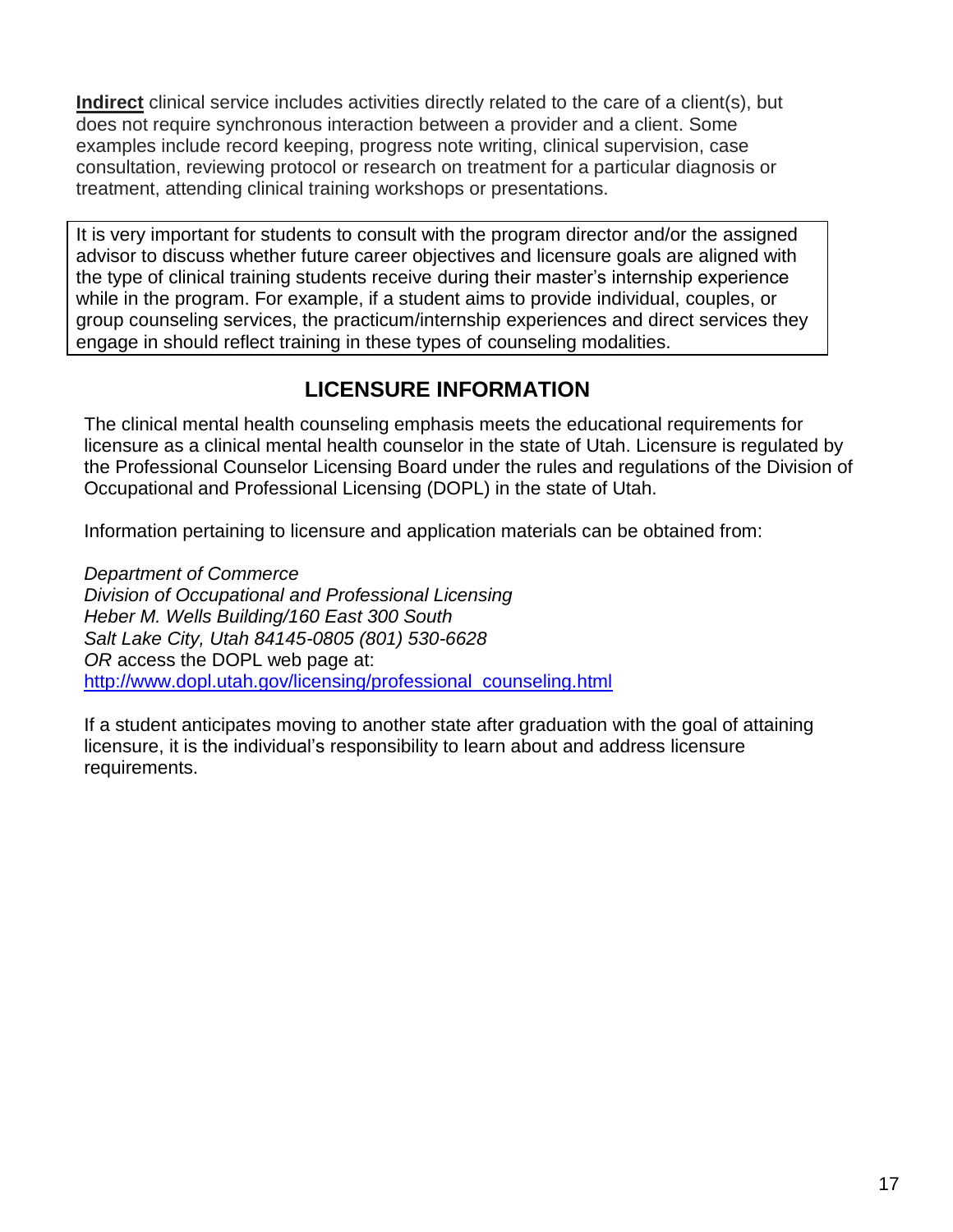**Indirect** clinical service includes activities directly related to the care of a client(s), but does not require synchronous interaction between a provider and a client. Some examples include record keeping, progress note writing, clinical supervision, case consultation, reviewing protocol or research on treatment for a particular diagnosis or treatment, attending clinical training workshops or presentations.

It is very important for students to consult with the program director and/or the assigned advisor to discuss whether future career objectives and licensure goals are aligned with the type of clinical training students receive during their master's internship experience while in the program. For example, if a student aims to provide individual, couples, or group counseling services, the practicum/internship experiences and direct services they engage in should reflect training in these types of counseling modalities.

## LICENSURE INFORMATION

The clinical mental health counseling emphasis meets the educational requirements for licensure as a clinical mental health counselor in the state of Utah. Licensure is regulated by the Professional Counselor Licensing Board under the rules and regulations of the Division of Occupational and Professional Licensing (DOPL) in the state of Utah.

Information pertaining to licensure and application materials can be obtained from:

*Department of Commerce*
*Division of Occupational and Professional Licensing*
*Heber M. Wells Building/160 East 300 South*
*Salt Lake City, Utah 84145-0805 (801) 530-6628*
*OR* access the DOPL web page at:
http://www.dopl.utah.gov/licensing/professional_counseling.html

If a student anticipates moving to another state after graduation with the goal of attaining licensure, it is the individual's responsibility to learn about and address licensure requirements.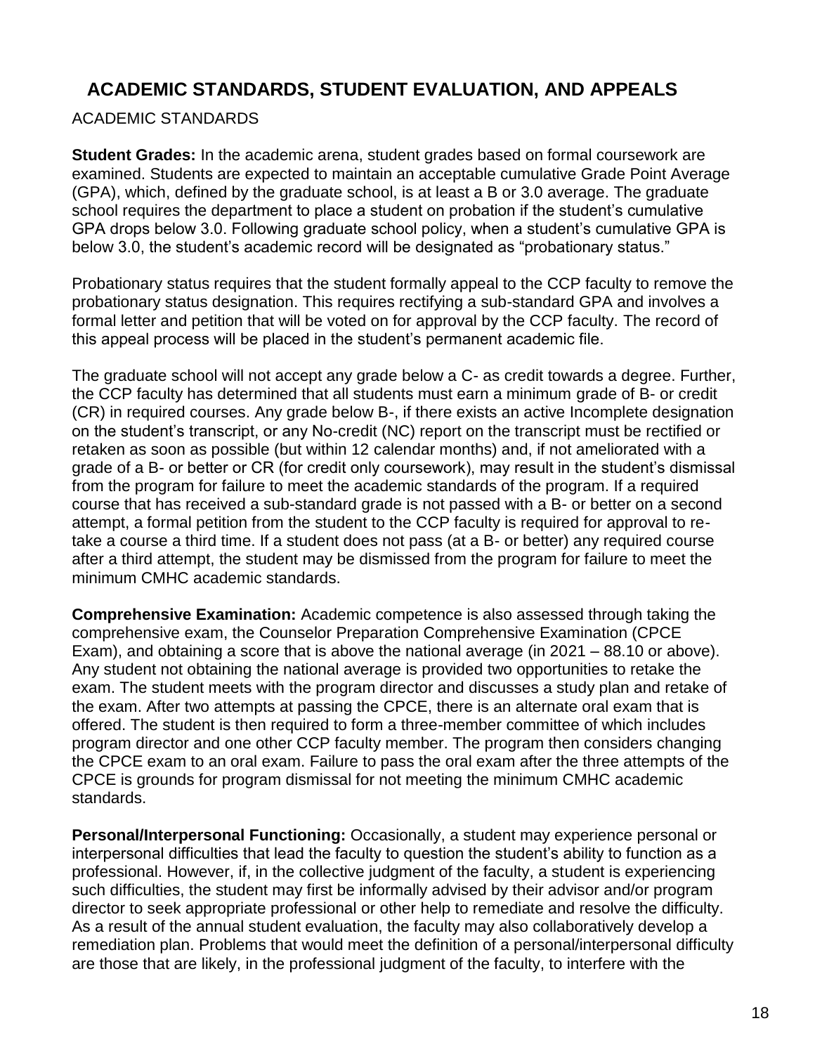# ACADEMIC STANDARDS, STUDENT EVALUATION, AND APPEALS

## ACADEMIC STANDARDS

**Student Grades:** In the academic arena, student grades based on formal coursework are examined. Students are expected to maintain an acceptable cumulative Grade Point Average (GPA), which, defined by the graduate school, is at least a B or 3.0 average. The graduate school requires the department to place a student on probation if the student's cumulative GPA drops below 3.0. Following graduate school policy, when a student's cumulative GPA is below 3.0, the student's academic record will be designated as "probationary status."

Probationary status requires that the student formally appeal to the CCP faculty to remove the probationary status designation. This requires rectifying a sub-standard GPA and involves a formal letter and petition that will be voted on for approval by the CCP faculty. The record of this appeal process will be placed in the student's permanent academic file.

The graduate school will not accept any grade below a C- as credit towards a degree. Further, the CCP faculty has determined that all students must earn a minimum grade of B- or credit (CR) in required courses. Any grade below B-, if there exists an active Incomplete designation on the student's transcript, or any No-credit (NC) report on the transcript must be rectified or retaken as soon as possible (but within 12 calendar months) and, if not ameliorated with a grade of a B- or better or CR (for credit only coursework), may result in the student's dismissal from the program for failure to meet the academic standards of the program. If a required course that has received a sub-standard grade is not passed with a B- or better on a second attempt, a formal petition from the student to the CCP faculty is required for approval to re-take a course a third time. If a student does not pass (at a B- or better) any required course after a third attempt, the student may be dismissed from the program for failure to meet the minimum CMHC academic standards.

**Comprehensive Examination:** Academic competence is also assessed through taking the comprehensive exam, the Counselor Preparation Comprehensive Examination (CPCE Exam), and obtaining a score that is above the national average (in 2021 – 88.10 or above). Any student not obtaining the national average is provided two opportunities to retake the exam. The student meets with the program director and discusses a study plan and retake of the exam. After two attempts at passing the CPCE, there is an alternate oral exam that is offered. The student is then required to form a three-member committee of which includes program director and one other CCP faculty member. The program then considers changing the CPCE exam to an oral exam. Failure to pass the oral exam after the three attempts of the CPCE is grounds for program dismissal for not meeting the minimum CMHC academic standards.

**Personal/Interpersonal Functioning:** Occasionally, a student may experience personal or interpersonal difficulties that lead the faculty to question the student's ability to function as a professional. However, if, in the collective judgment of the faculty, a student is experiencing such difficulties, the student may first be informally advised by their advisor and/or program director to seek appropriate professional or other help to remediate and resolve the difficulty. As a result of the annual student evaluation, the faculty may also collaboratively develop a remediation plan. Problems that would meet the definition of a personal/interpersonal difficulty are those that are likely, in the professional judgment of the faculty, to interfere with the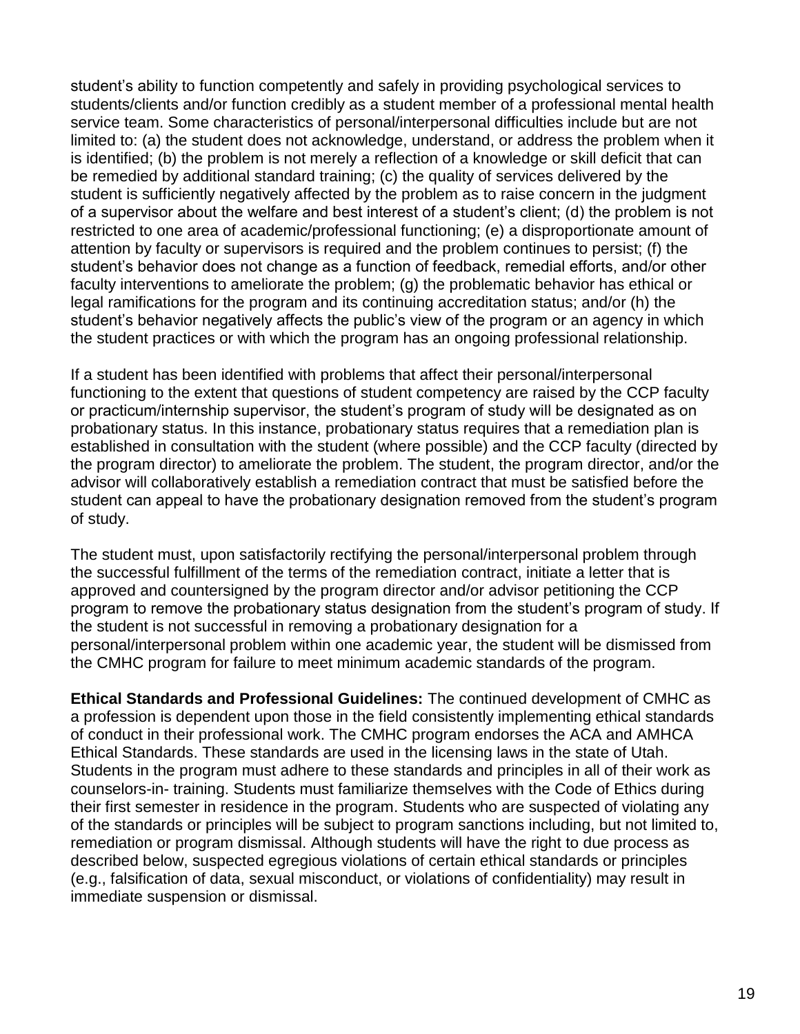student's ability to function competently and safely in providing psychological services to students/clients and/or function credibly as a student member of a professional mental health service team. Some characteristics of personal/interpersonal difficulties include but are not limited to: (a) the student does not acknowledge, understand, or address the problem when it is identified; (b) the problem is not merely a reflection of a knowledge or skill deficit that can be remedied by additional standard training; (c) the quality of services delivered by the student is sufficiently negatively affected by the problem as to raise concern in the judgment of a supervisor about the welfare and best interest of a student's client; (d) the problem is not restricted to one area of academic/professional functioning; (e) a disproportionate amount of attention by faculty or supervisors is required and the problem continues to persist; (f) the student's behavior does not change as a function of feedback, remedial efforts, and/or other faculty interventions to ameliorate the problem; (g) the problematic behavior has ethical or legal ramifications for the program and its continuing accreditation status; and/or (h) the student's behavior negatively affects the public's view of the program or an agency in which the student practices or with which the program has an ongoing professional relationship.

If a student has been identified with problems that affect their personal/interpersonal functioning to the extent that questions of student competency are raised by the CCP faculty or practicum/internship supervisor, the student's program of study will be designated as on probationary status. In this instance, probationary status requires that a remediation plan is established in consultation with the student (where possible) and the CCP faculty (directed by the program director) to ameliorate the problem. The student, the program director, and/or the advisor will collaboratively establish a remediation contract that must be satisfied before the student can appeal to have the probationary designation removed from the student's program of study.

The student must, upon satisfactorily rectifying the personal/interpersonal problem through the successful fulfillment of the terms of the remediation contract, initiate a letter that is approved and countersigned by the program director and/or advisor petitioning the CCP program to remove the probationary status designation from the student's program of study. If the student is not successful in removing a probationary designation for a personal/interpersonal problem within one academic year, the student will be dismissed from the CMHC program for failure to meet minimum academic standards of the program.

**Ethical Standards and Professional Guidelines:** The continued development of CMHC as a profession is dependent upon those in the field consistently implementing ethical standards of conduct in their professional work. The CMHC program endorses the ACA and AMHCA Ethical Standards. These standards are used in the licensing laws in the state of Utah. Students in the program must adhere to these standards and principles in all of their work as counselors-in- training. Students must familiarize themselves with the Code of Ethics during their first semester in residence in the program. Students who are suspected of violating any of the standards or principles will be subject to program sanctions including, but not limited to, remediation or program dismissal. Although students will have the right to due process as described below, suspected egregious violations of certain ethical standards or principles (e.g., falsification of data, sexual misconduct, or violations of confidentiality) may result in immediate suspension or dismissal.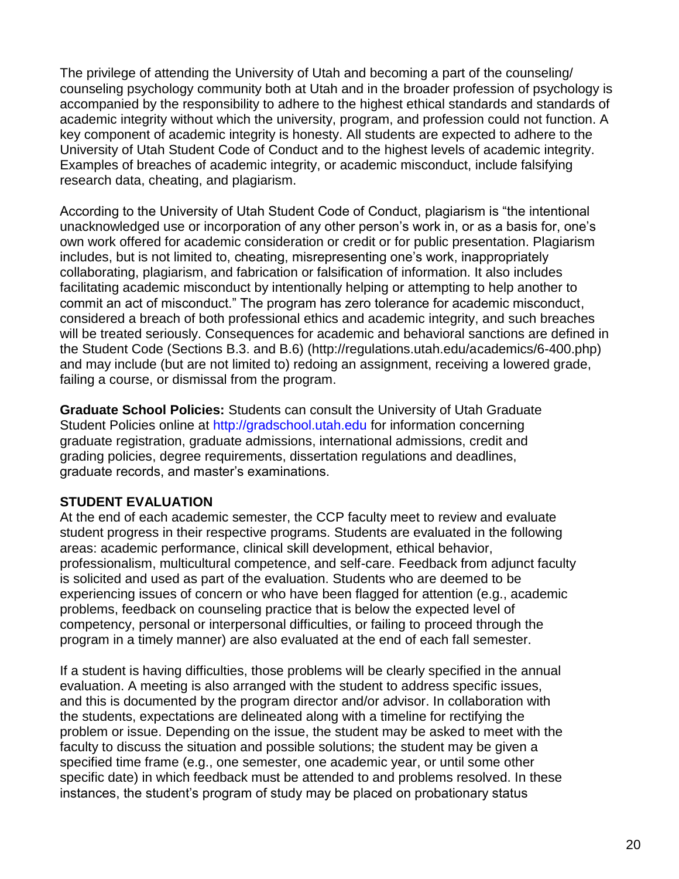The privilege of attending the University of Utah and becoming a part of the counseling/ counseling psychology community both at Utah and in the broader profession of psychology is accompanied by the responsibility to adhere to the highest ethical standards and standards of academic integrity without which the university, program, and profession could not function. A key component of academic integrity is honesty. All students are expected to adhere to the University of Utah Student Code of Conduct and to the highest levels of academic integrity. Examples of breaches of academic integrity, or academic misconduct, include falsifying research data, cheating, and plagiarism.

According to the University of Utah Student Code of Conduct, plagiarism is "the intentional unacknowledged use or incorporation of any other person's work in, or as a basis for, one's own work offered for academic consideration or credit or for public presentation. Plagiarism includes, but is not limited to, cheating, misrepresenting one's work, inappropriately collaborating, plagiarism, and fabrication or falsification of information. It also includes facilitating academic misconduct by intentionally helping or attempting to help another to commit an act of misconduct." The program has zero tolerance for academic misconduct, considered a breach of both professional ethics and academic integrity, and such breaches will be treated seriously. Consequences for academic and behavioral sanctions are defined in the Student Code (Sections B.3. and B.6) (http://regulations.utah.edu/academics/6-400.php) and may include (but are not limited to) redoing an assignment, receiving a lowered grade, failing a course, or dismissal from the program.

**Graduate School Policies:** Students can consult the University of Utah Graduate Student Policies online at http://gradschool.utah.edu for information concerning graduate registration, graduate admissions, international admissions, credit and grading policies, degree requirements, dissertation regulations and deadlines, graduate records, and master's examinations.

**STUDENT EVALUATION**

At the end of each academic semester, the CCP faculty meet to review and evaluate student progress in their respective programs. Students are evaluated in the following areas: academic performance, clinical skill development, ethical behavior, professionalism, multicultural competence, and self-care. Feedback from adjunct faculty is solicited and used as part of the evaluation. Students who are deemed to be experiencing issues of concern or who have been flagged for attention (e.g., academic problems, feedback on counseling practice that is below the expected level of competency, personal or interpersonal difficulties, or failing to proceed through the program in a timely manner) are also evaluated at the end of each fall semester.

If a student is having difficulties, those problems will be clearly specified in the annual evaluation. A meeting is also arranged with the student to address specific issues, and this is documented by the program director and/or advisor. In collaboration with the students, expectations are delineated along with a timeline for rectifying the problem or issue. Depending on the issue, the student may be asked to meet with the faculty to discuss the situation and possible solutions; the student may be given a specified time frame (e.g., one semester, one academic year, or until some other specific date) in which feedback must be attended to and problems resolved. In these instances, the student's program of study may be placed on probationary status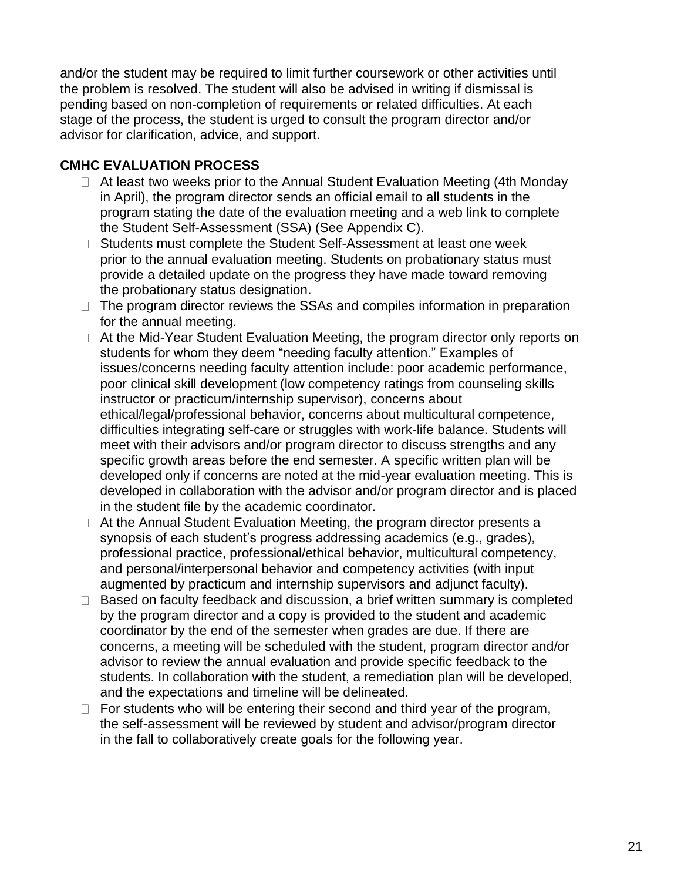and/or the student may be required to limit further coursework or other activities until the problem is resolved. The student will also be advised in writing if dismissal is pending based on non-completion of requirements or related difficulties. At each stage of the process, the student is urged to consult the program director and/or advisor for clarification, advice, and support.

**CMHC EVALUATION PROCESS**

- At least two weeks prior to the Annual Student Evaluation Meeting (4th Monday in April), the program director sends an official email to all students in the program stating the date of the evaluation meeting and a web link to complete the Student Self-Assessment (SSA) (See Appendix C).
- Students must complete the Student Self-Assessment at least one week prior to the annual evaluation meeting. Students on probationary status must provide a detailed update on the progress they have made toward removing the probationary status designation.
- The program director reviews the SSAs and compiles information in preparation for the annual meeting.
- At the Mid-Year Student Evaluation Meeting, the program director only reports on students for whom they deem "needing faculty attention." Examples of issues/concerns needing faculty attention include: poor academic performance, poor clinical skill development (low competency ratings from counseling skills instructor or practicum/internship supervisor), concerns about ethical/legal/professional behavior, concerns about multicultural competence, difficulties integrating self-care or struggles with work-life balance. Students will meet with their advisors and/or program director to discuss strengths and any specific growth areas before the end semester. A specific written plan will be developed only if concerns are noted at the mid-year evaluation meeting. This is developed in collaboration with the advisor and/or program director and is placed in the student file by the academic coordinator.
- At the Annual Student Evaluation Meeting, the program director presents a synopsis of each student's progress addressing academics (e.g., grades), professional practice, professional/ethical behavior, multicultural competency, and personal/interpersonal behavior and competency activities (with input augmented by practicum and internship supervisors and adjunct faculty).
- Based on faculty feedback and discussion, a brief written summary is completed by the program director and a copy is provided to the student and academic coordinator by the end of the semester when grades are due. If there are concerns, a meeting will be scheduled with the student, program director and/or advisor to review the annual evaluation and provide specific feedback to the students. In collaboration with the student, a remediation plan will be developed, and the expectations and timeline will be delineated.
- For students who will be entering their second and third year of the program, the self-assessment will be reviewed by student and advisor/program director in the fall to collaboratively create goals for the following year.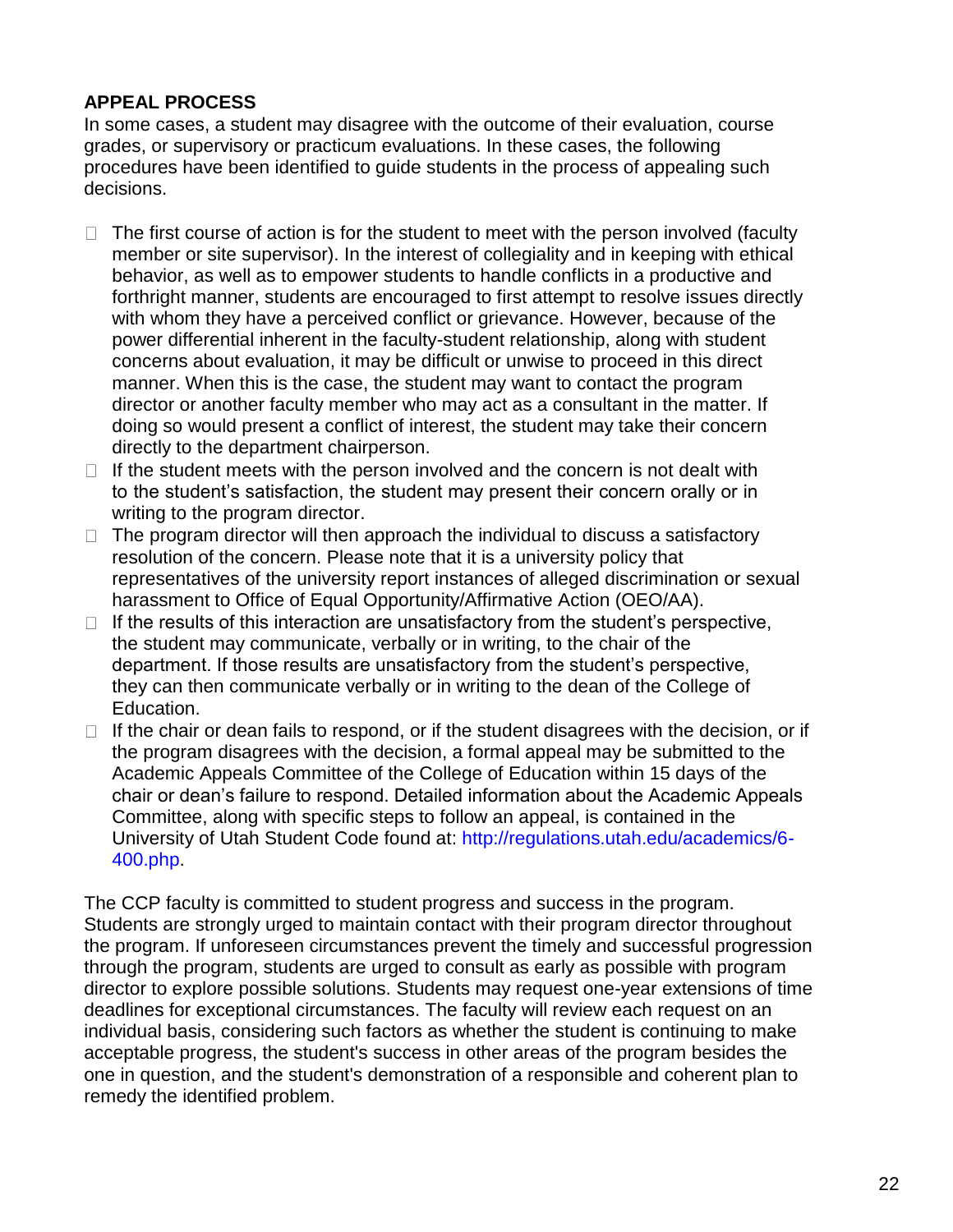**APPEAL PROCESS**

In some cases, a student may disagree with the outcome of their evaluation, course grades, or supervisory or practicum evaluations. In these cases, the following procedures have been identified to guide students in the process of appealing such decisions.

- The first course of action is for the student to meet with the person involved (faculty member or site supervisor). In the interest of collegiality and in keeping with ethical behavior, as well as to empower students to handle conflicts in a productive and forthright manner, students are encouraged to first attempt to resolve issues directly with whom they have a perceived conflict or grievance. However, because of the power differential inherent in the faculty-student relationship, along with student concerns about evaluation, it may be difficult or unwise to proceed in this direct manner. When this is the case, the student may want to contact the program director or another faculty member who may act as a consultant in the matter. If doing so would present a conflict of interest, the student may take their concern directly to the department chairperson.
- If the student meets with the person involved and the concern is not dealt with to the student's satisfaction, the student may present their concern orally or in writing to the program director.
- The program director will then approach the individual to discuss a satisfactory resolution of the concern. Please note that it is a university policy that representatives of the university report instances of alleged discrimination or sexual harassment to Office of Equal Opportunity/Affirmative Action (OEO/AA).
- If the results of this interaction are unsatisfactory from the student's perspective, the student may communicate, verbally or in writing, to the chair of the department. If those results are unsatisfactory from the student's perspective, they can then communicate verbally or in writing to the dean of the College of Education.
- If the chair or dean fails to respond, or if the student disagrees with the decision, or if the program disagrees with the decision, a formal appeal may be submitted to the Academic Appeals Committee of the College of Education within 15 days of the chair or dean's failure to respond. Detailed information about the Academic Appeals Committee, along with specific steps to follow an appeal, is contained in the University of Utah Student Code found at: http://regulations.utah.edu/academics/6-400.php.

The CCP faculty is committed to student progress and success in the program. Students are strongly urged to maintain contact with their program director throughout the program. If unforeseen circumstances prevent the timely and successful progression through the program, students are urged to consult as early as possible with program director to explore possible solutions. Students may request one-year extensions of time deadlines for exceptional circumstances. The faculty will review each request on an individual basis, considering such factors as whether the student is continuing to make acceptable progress, the student's success in other areas of the program besides the one in question, and the student's demonstration of a responsible and coherent plan to remedy the identified problem.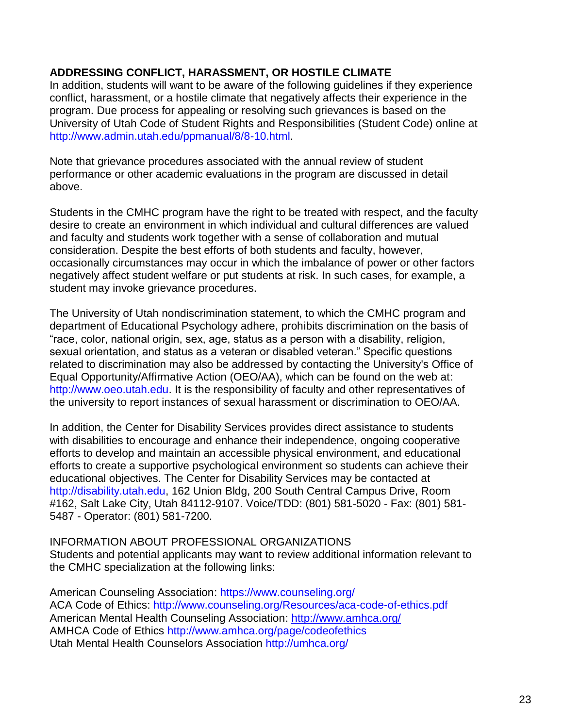## ADDRESSING CONFLICT, HARASSMENT, OR HOSTILE CLIMATE

In addition, students will want to be aware of the following guidelines if they experience conflict, harassment, or a hostile climate that negatively affects their experience in the program. Due process for appealing or resolving such grievances is based on the University of Utah Code of Student Rights and Responsibilities (Student Code) online at http://www.admin.utah.edu/ppmanual/8/8-10.html.

Note that grievance procedures associated with the annual review of student performance or other academic evaluations in the program are discussed in detail above.

Students in the CMHC program have the right to be treated with respect, and the faculty desire to create an environment in which individual and cultural differences are valued and faculty and students work together with a sense of collaboration and mutual consideration. Despite the best efforts of both students and faculty, however, occasionally circumstances may occur in which the imbalance of power or other factors negatively affect student welfare or put students at risk. In such cases, for example, a student may invoke grievance procedures.

The University of Utah nondiscrimination statement, to which the CMHC program and department of Educational Psychology adhere, prohibits discrimination on the basis of "race, color, national origin, sex, age, status as a person with a disability, religion, sexual orientation, and status as a veteran or disabled veteran." Specific questions related to discrimination may also be addressed by contacting the University's Office of Equal Opportunity/Affirmative Action (OEO/AA), which can be found on the web at: http://www.oeo.utah.edu. It is the responsibility of faculty and other representatives of the university to report instances of sexual harassment or discrimination to OEO/AA.

In addition, the Center for Disability Services provides direct assistance to students with disabilities to encourage and enhance their independence, ongoing cooperative efforts to develop and maintain an accessible physical environment, and educational efforts to create a supportive psychological environment so students can achieve their educational objectives. The Center for Disability Services may be contacted at http://disability.utah.edu, 162 Union Bldg, 200 South Central Campus Drive, Room #162, Salt Lake City, Utah 84112-9107. Voice/TDD: (801) 581-5020 - Fax: (801) 581-5487 - Operator: (801) 581-7200.

INFORMATION ABOUT PROFESSIONAL ORGANIZATIONS

Students and potential applicants may want to review additional information relevant to the CMHC specialization at the following links:

American Counseling Association: https://www.counseling.org/
ACA Code of Ethics: http://www.counseling.org/Resources/aca-code-of-ethics.pdf
American Mental Health Counseling Association: http://www.amhca.org/
AMHCA Code of Ethics http://www.amhca.org/page/codeofethics
Utah Mental Health Counselors Association http://umhca.org/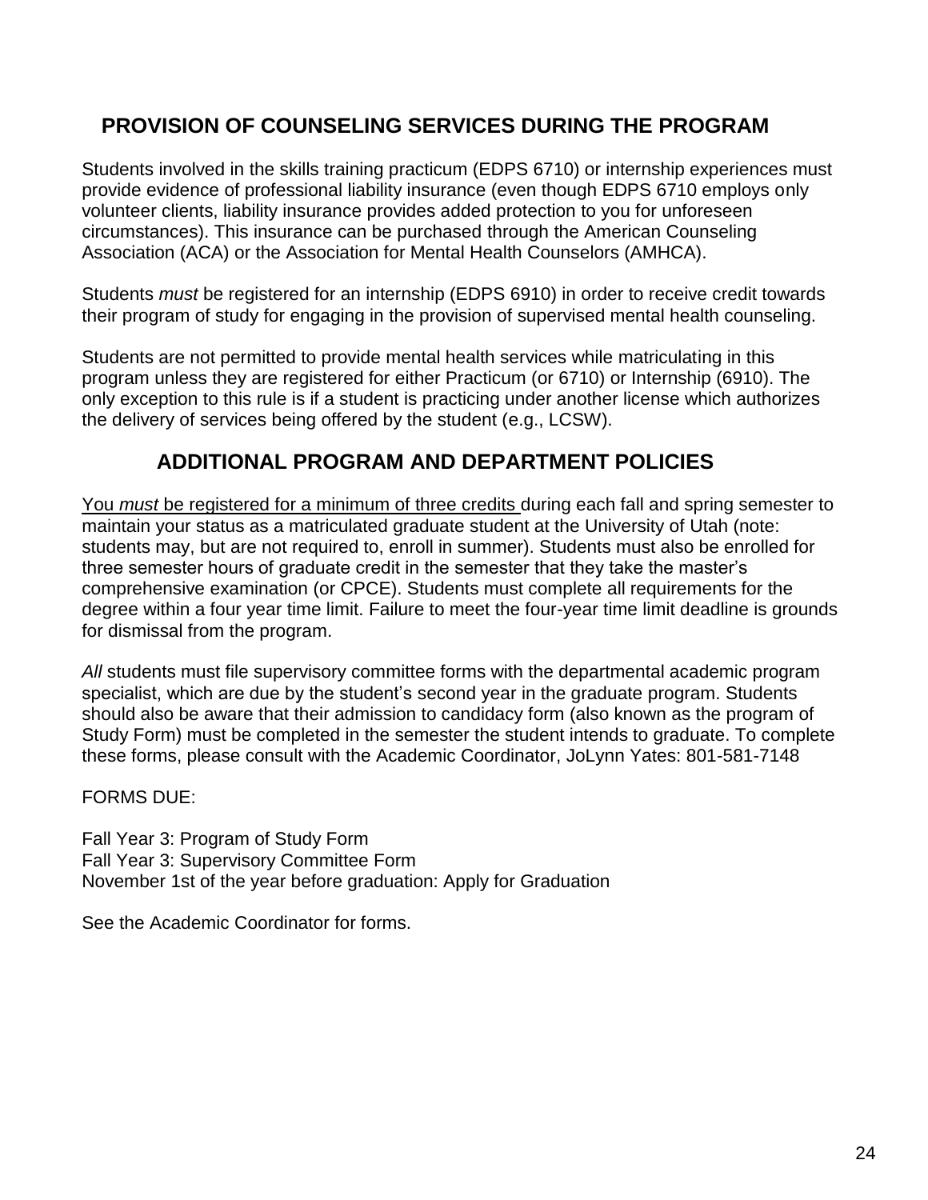## PROVISION OF COUNSELING SERVICES DURING THE PROGRAM

Students involved in the skills training practicum (EDPS 6710) or internship experiences must provide evidence of professional liability insurance (even though EDPS 6710 employs only volunteer clients, liability insurance provides added protection to you for unforeseen circumstances). This insurance can be purchased through the American Counseling Association (ACA) or the Association for Mental Health Counselors (AMHCA).

Students *must* be registered for an internship (EDPS 6910) in order to receive credit towards their program of study for engaging in the provision of supervised mental health counseling.

Students are not permitted to provide mental health services while matriculating in this program unless they are registered for either Practicum (or 6710) or Internship (6910). The only exception to this rule is if a student is practicing under another license which authorizes the delivery of services being offered by the student (e.g., LCSW).

## ADDITIONAL PROGRAM AND DEPARTMENT POLICIES

<u>You *must* be registered for a minimum of three credits</u> during each fall and spring semester to maintain your status as a matriculated graduate student at the University of Utah (note: students may, but are not required to, enroll in summer). Students must also be enrolled for three semester hours of graduate credit in the semester that they take the master's comprehensive examination (or CPCE). Students must complete all requirements for the degree within a four year time limit. Failure to meet the four-year time limit deadline is grounds for dismissal from the program.

*All* students must file supervisory committee forms with the departmental academic program specialist, which are due by the student's second year in the graduate program. Students should also be aware that their admission to candidacy form (also known as the program of Study Form) must be completed in the semester the student intends to graduate. To complete these forms, please consult with the Academic Coordinator, JoLynn Yates: 801-581-7148

FORMS DUE:

Fall Year 3: Program of Study Form
Fall Year 3: Supervisory Committee Form
November 1st of the year before graduation: Apply for Graduation

See the Academic Coordinator for forms.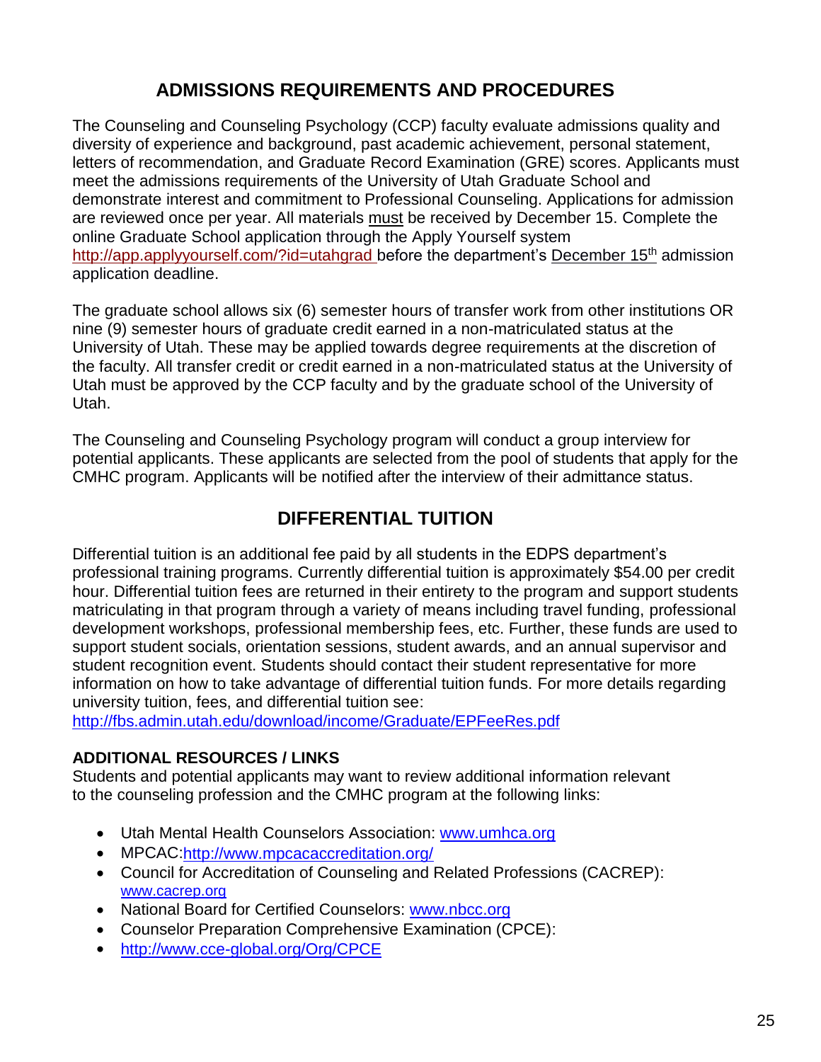## ADMISSIONS REQUIREMENTS AND PROCEDURES

The Counseling and Counseling Psychology (CCP) faculty evaluate admissions quality and diversity of experience and background, past academic achievement, personal statement, letters of recommendation, and Graduate Record Examination (GRE) scores. Applicants must meet the admissions requirements of the University of Utah Graduate School and demonstrate interest and commitment to Professional Counseling. Applications for admission are reviewed once per year. All materials must be received by December 15. Complete the online Graduate School application through the Apply Yourself system http://app.applyyourself.com/?id=utahgrad before the department's December 15th admission application deadline.

The graduate school allows six (6) semester hours of transfer work from other institutions OR nine (9) semester hours of graduate credit earned in a non-matriculated status at the University of Utah. These may be applied towards degree requirements at the discretion of the faculty. All transfer credit or credit earned in a non-matriculated status at the University of Utah must be approved by the CCP faculty and by the graduate school of the University of Utah.

The Counseling and Counseling Psychology program will conduct a group interview for potential applicants. These applicants are selected from the pool of students that apply for the CMHC program. Applicants will be notified after the interview of their admittance status.

## DIFFERENTIAL TUITION

Differential tuition is an additional fee paid by all students in the EDPS department's professional training programs. Currently differential tuition is approximately $54.00 per credit hour. Differential tuition fees are returned in their entirety to the program and support students matriculating in that program through a variety of means including travel funding, professional development workshops, professional membership fees, etc. Further, these funds are used to support student socials, orientation sessions, student awards, and an annual supervisor and student recognition event. Students should contact their student representative for more information on how to take advantage of differential tuition funds. For more details regarding university tuition, fees, and differential tuition see: http://fbs.admin.utah.edu/download/income/Graduate/EPFeeRes.pdf

### ADDITIONAL RESOURCES / LINKS

Students and potential applicants may want to review additional information relevant to the counseling profession and the CMHC program at the following links:

- Utah Mental Health Counselors Association: www.umhca.org
- MPCAC:http://www.mpcacaccreditation.org/
- Council for Accreditation of Counseling and Related Professions (CACREP): www.cacrep.org
- National Board for Certified Counselors: www.nbcc.org
- Counselor Preparation Comprehensive Examination (CPCE):
- http://www.cce-global.org/Org/CPCE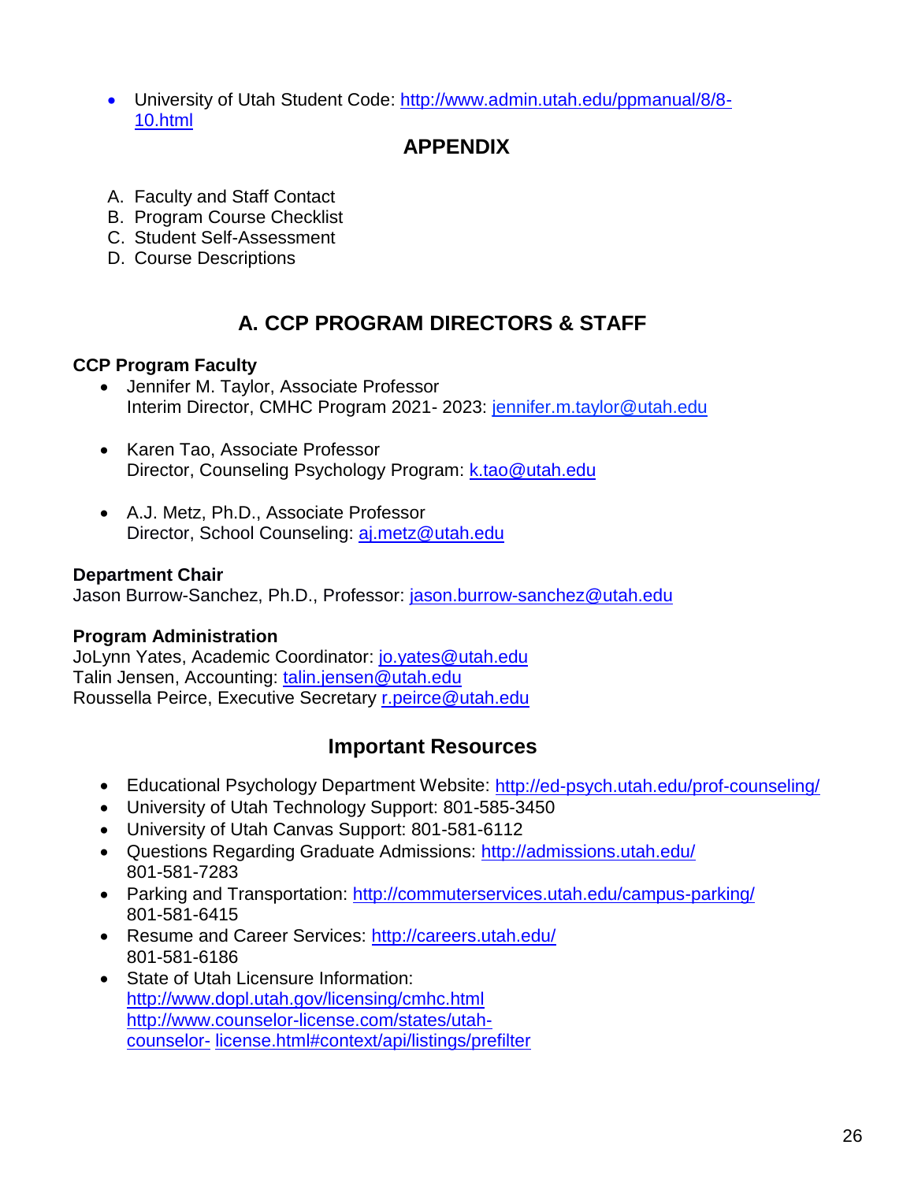- University of Utah Student Code: http://www.admin.utah.edu/ppmanual/8/8-10.html

## APPENDIX

A. Faculty and Staff Contact
B. Program Course Checklist
C. Student Self-Assessment
D. Course Descriptions

## A. CCP PROGRAM DIRECTORS & STAFF

**CCP Program Faculty**

- Jennifer M. Taylor, Associate Professor
  Interim Director, CMHC Program 2021- 2023: jennifer.m.taylor@utah.edu

- Karen Tao, Associate Professor
  Director, Counseling Psychology Program: k.tao@utah.edu

- A.J. Metz, Ph.D., Associate Professor
  Director, School Counseling: aj.metz@utah.edu

**Department Chair**
Jason Burrow-Sanchez, Ph.D., Professor: jason.burrow-sanchez@utah.edu

**Program Administration**
JoLynn Yates, Academic Coordinator: jo.yates@utah.edu
Talin Jensen, Accounting: talin.jensen@utah.edu
Roussella Peirce, Executive Secretary r.peirce@utah.edu

## Important Resources

- Educational Psychology Department Website: http://ed-psych.utah.edu/prof-counseling/
- University of Utah Technology Support: 801-585-3450
- University of Utah Canvas Support: 801-581-6112
- Questions Regarding Graduate Admissions: http://admissions.utah.edu/
  801-581-7283
- Parking and Transportation: http://commuterservices.utah.edu/campus-parking/
  801-581-6415
- Resume and Career Services: http://careers.utah.edu/
  801-581-6186
- State of Utah Licensure Information:
  http://www.dopl.utah.gov/licensing/cmhc.html
  http://www.counselor-license.com/states/utah-counselor- license.html#context/api/listings/prefilter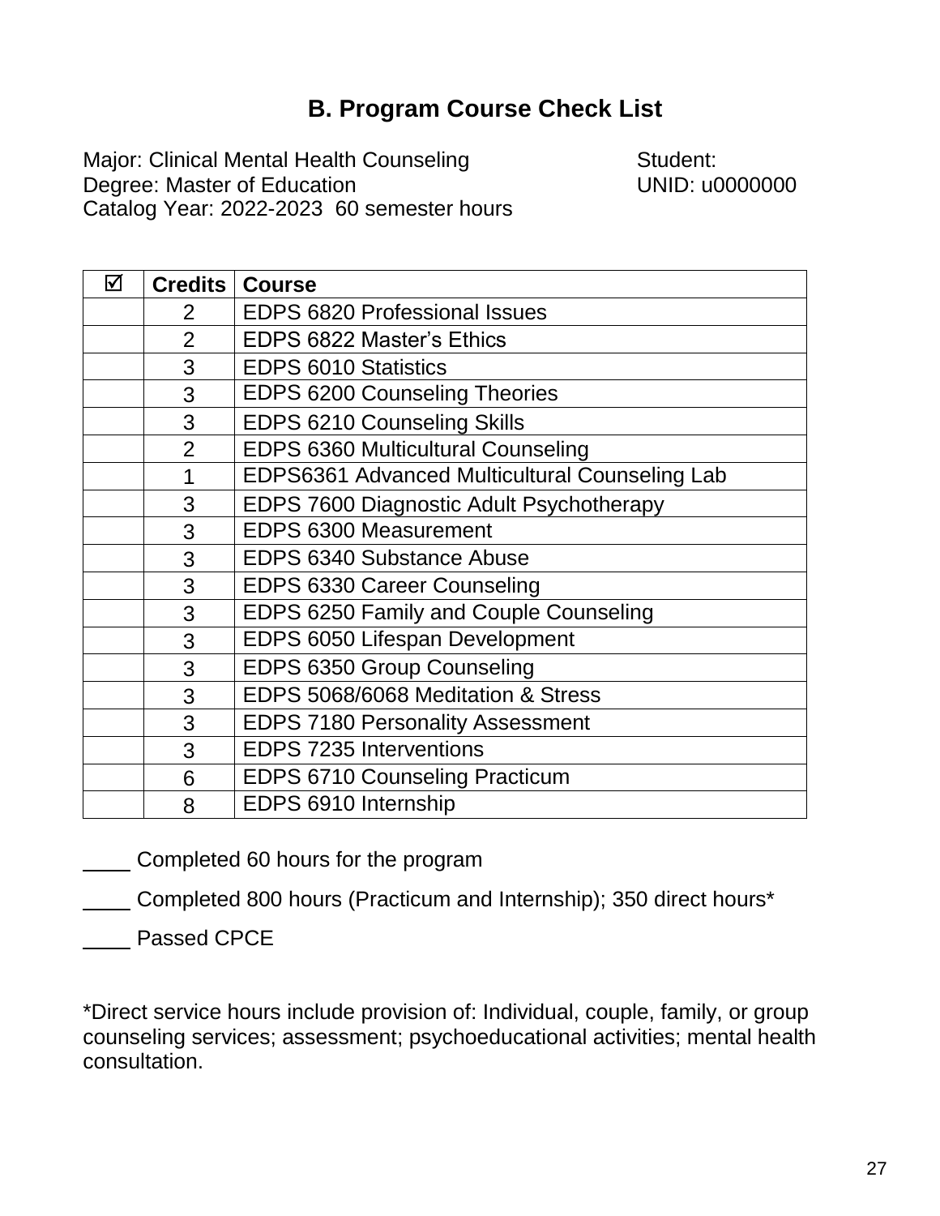## B. Program Course Check List

Major: Clinical Mental Health Counseling
Degree: Master of Education
Catalog Year: 2022-2023 60 semester hours

Student:
UNID: u0000000

| ☑ | Credits | Course |
|---|---|---|
| | 2 | EDPS 6820 Professional Issues |
| | 2 | EDPS 6822 Master's Ethics |
| | 3 | EDPS 6010 Statistics |
| | 3 | EDPS 6200 Counseling Theories |
| | 3 | EDPS 6210 Counseling Skills |
| | 2 | EDPS 6360 Multicultural Counseling |
| | 1 | EDPS6361 Advanced Multicultural Counseling Lab |
| | 3 | EDPS 7600 Diagnostic Adult Psychotherapy |
| | 3 | EDPS 6300 Measurement |
| | 3 | EDPS 6340 Substance Abuse |
| | 3 | EDPS 6330 Career Counseling |
| | 3 | EDPS 6250 Family and Couple Counseling |
| | 3 | EDPS 6050 Lifespan Development |
| | 3 | EDPS 6350 Group Counseling |
| | 3 | EDPS 5068/6068 Meditation & Stress |
| | 3 | EDPS 7180 Personality Assessment |
| | 3 | EDPS 7235 Interventions |
| | 6 | EDPS 6710 Counseling Practicum |
| | 8 | EDPS 6910 Internship |

____ Completed 60 hours for the program

____ Completed 800 hours (Practicum and Internship); 350 direct hours*

____ Passed CPCE

*Direct service hours include provision of: Individual, couple, family, or group counseling services; assessment; psychoeducational activities; mental health consultation.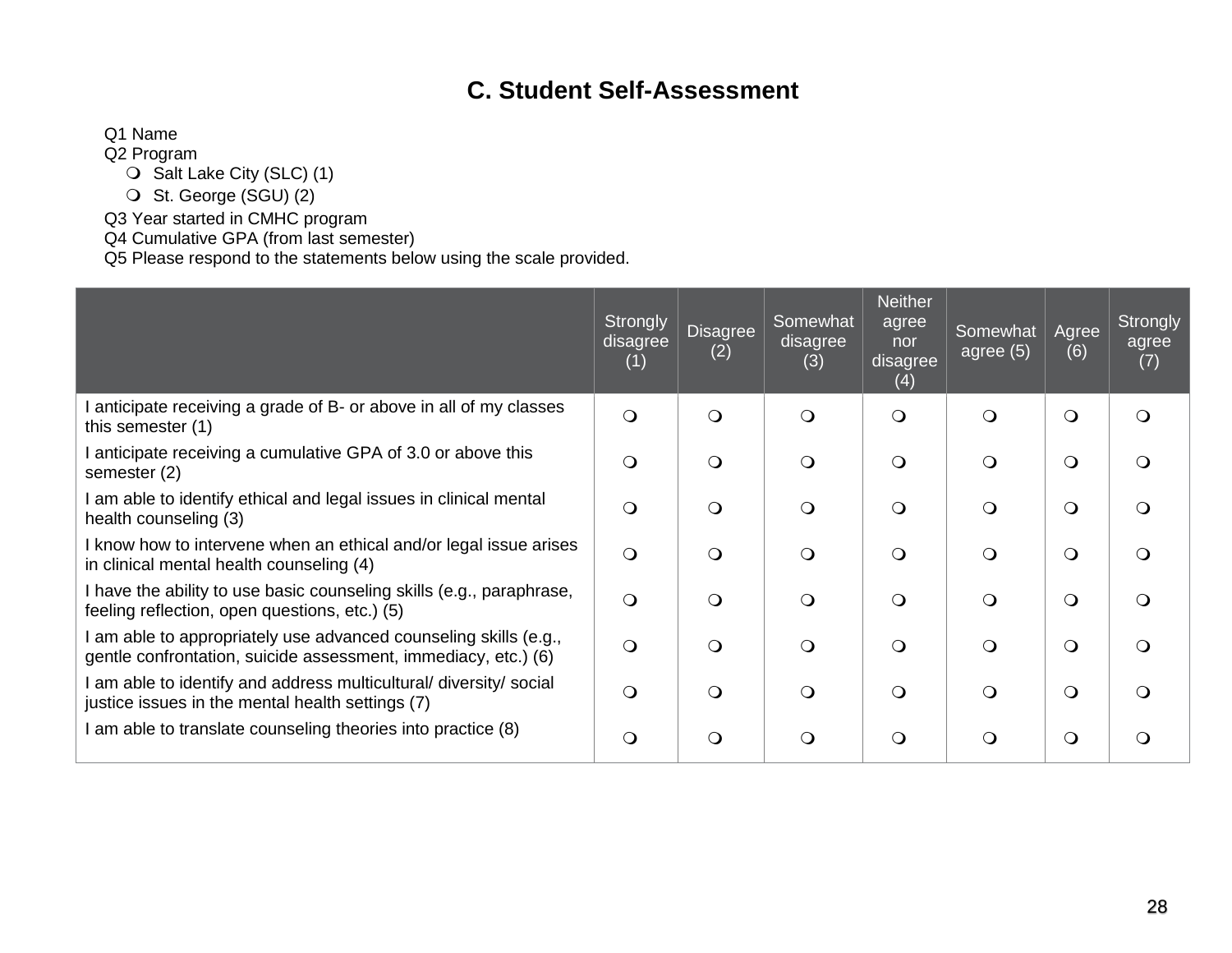## C. Student Self-Assessment

Q1 Name

Q2 Program

- ❍ Salt Lake City (SLC) (1)
- ❍ St. George (SGU) (2)

Q3 Year started in CMHC program

Q4 Cumulative GPA (from last semester)

Q5 Please respond to the statements below using the scale provided.

| | Strongly disagree (1) | Disagree (2) | Somewhat disagree (3) | Neither agree nor disagree (4) | Somewhat agree (5) | Agree (6) | Strongly agree (7) |
|---|---|---|---|---|---|---|---|
| I anticipate receiving a grade of B- or above in all of my classes this semester (1) | ❍ | ❍ | ❍ | ❍ | ❍ | ❍ | ❍ |
| I anticipate receiving a cumulative GPA of 3.0 or above this semester (2) | ❍ | ❍ | ❍ | ❍ | ❍ | ❍ | ❍ |
| I am able to identify ethical and legal issues in clinical mental health counseling (3) | ❍ | ❍ | ❍ | ❍ | ❍ | ❍ | ❍ |
| I know how to intervene when an ethical and/or legal issue arises in clinical mental health counseling (4) | ❍ | ❍ | ❍ | ❍ | ❍ | ❍ | ❍ |
| I have the ability to use basic counseling skills (e.g., paraphrase, feeling reflection, open questions, etc.) (5) | ❍ | ❍ | ❍ | ❍ | ❍ | ❍ | ❍ |
| I am able to appropriately use advanced counseling skills (e.g., gentle confrontation, suicide assessment, immediacy, etc.) (6) | ❍ | ❍ | ❍ | ❍ | ❍ | ❍ | ❍ |
| I am able to identify and address multicultural/ diversity/ social justice issues in the mental health settings (7) | ❍ | ❍ | ❍ | ❍ | ❍ | ❍ | ❍ |
| I am able to translate counseling theories into practice (8) | ❍ | ❍ | ❍ | ❍ | ❍ | ❍ | ❍ |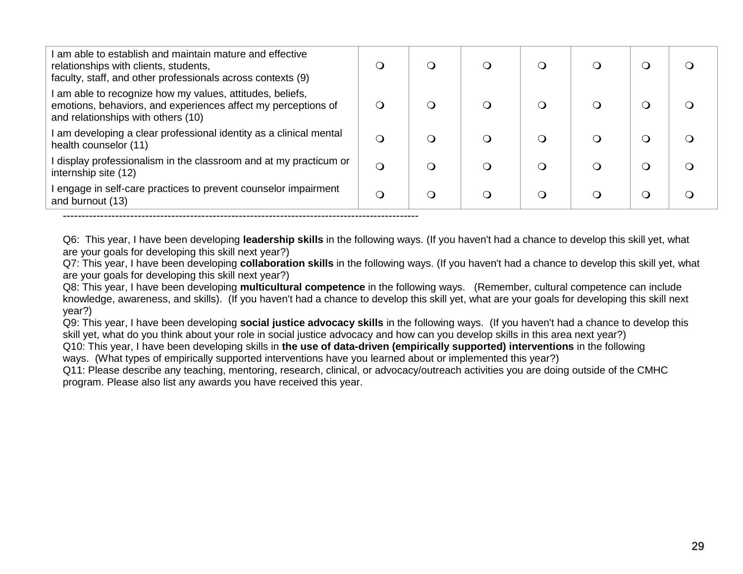| | | | | | | | |
|---|---|---|---|---|---|---|---|
| I am able to establish and maintain mature and effective relationships with clients, students, faculty, staff, and other professionals across contexts (9) | ❍ | ❍ | ❍ | ❍ | ❍ | ❍ | ❍ |
| I am able to recognize how my values, attitudes, beliefs, emotions, behaviors, and experiences affect my perceptions of and relationships with others (10) | ❍ | ❍ | ❍ | ❍ | ❍ | ❍ | ❍ |
| I am developing a clear professional identity as a clinical mental health counselor (11) | ❍ | ❍ | ❍ | ❍ | ❍ | ❍ | ❍ |
| I display professionalism in the classroom and at my practicum or internship site (12) | ❍ | ❍ | ❍ | ❍ | ❍ | ❍ | ❍ |
| I engage in self-care practices to prevent counselor impairment and burnout (13) | ❍ | ❍ | ❍ | ❍ | ❍ | ❍ | ❍ |

------------------------------------------------------------------------------------------------

Q6: This year, I have been developing **leadership skills** in the following ways. (If you haven't had a chance to develop this skill yet, what are your goals for developing this skill next year?)

Q7: This year, I have been developing **collaboration skills** in the following ways. (If you haven't had a chance to develop this skill yet, what are your goals for developing this skill next year?)

Q8: This year, I have been developing **multicultural competence** in the following ways. (Remember, cultural competence can include knowledge, awareness, and skills). (If you haven't had a chance to develop this skill yet, what are your goals for developing this skill next year?)

Q9: This year, I have been developing **social justice advocacy skills** in the following ways. (If you haven't had a chance to develop this skill yet, what do you think about your role in social justice advocacy and how can you develop skills in this area next year?)

Q10: This year, I have been developing skills in **the use of data-driven (empirically supported) interventions** in the following ways. (What types of empirically supported interventions have you learned about or implemented this year?)

Q11: Please describe any teaching, mentoring, research, clinical, or advocacy/outreach activities you are doing outside of the CMHC program. Please also list any awards you have received this year.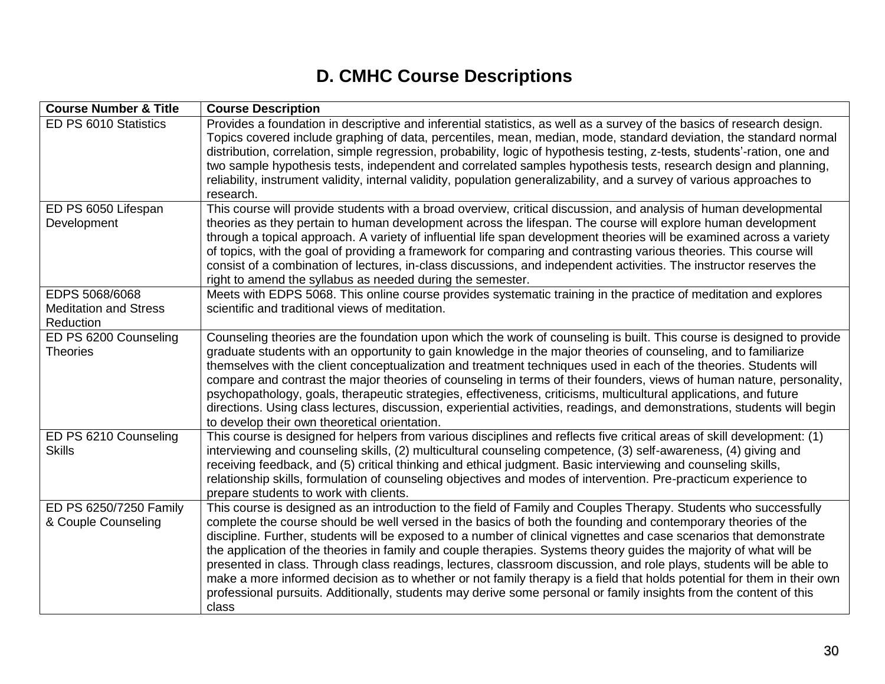# D. CMHC Course Descriptions

| Course Number & Title | Course Description |
|---|---|
| ED PS 6010 Statistics | Provides a foundation in descriptive and inferential statistics, as well as a survey of the basics of research design. Topics covered include graphing of data, percentiles, mean, median, mode, standard deviation, the standard normal distribution, correlation, simple regression, probability, logic of hypothesis testing, z-tests, students'-ration, one and two sample hypothesis tests, independent and correlated samples hypothesis tests, research design and planning, reliability, instrument validity, internal validity, population generalizability, and a survey of various approaches to research. |
| ED PS 6050 Lifespan Development | This course will provide students with a broad overview, critical discussion, and analysis of human developmental theories as they pertain to human development across the lifespan. The course will explore human development through a topical approach. A variety of influential life span development theories will be examined across a variety of topics, with the goal of providing a framework for comparing and contrasting various theories. This course will consist of a combination of lectures, in-class discussions, and independent activities. The instructor reserves the right to amend the syllabus as needed during the semester. |
| EDPS 5068/6068 Meditation and Stress Reduction | Meets with EDPS 5068. This online course provides systematic training in the practice of meditation and explores scientific and traditional views of meditation. |
| ED PS 6200 Counseling Theories | Counseling theories are the foundation upon which the work of counseling is built. This course is designed to provide graduate students with an opportunity to gain knowledge in the major theories of counseling, and to familiarize themselves with the client conceptualization and treatment techniques used in each of the theories. Students will compare and contrast the major theories of counseling in terms of their founders, views of human nature, personality, psychopathology, goals, therapeutic strategies, effectiveness, criticisms, multicultural applications, and future directions. Using class lectures, discussion, experiential activities, readings, and demonstrations, students will begin to develop their own theoretical orientation. |
| ED PS 6210 Counseling Skills | This course is designed for helpers from various disciplines and reflects five critical areas of skill development: (1) interviewing and counseling skills, (2) multicultural counseling competence, (3) self-awareness, (4) giving and receiving feedback, and (5) critical thinking and ethical judgment. Basic interviewing and counseling skills, relationship skills, formulation of counseling objectives and modes of intervention. Pre-practicum experience to prepare students to work with clients. |
| ED PS 6250/7250 Family & Couple Counseling | This course is designed as an introduction to the field of Family and Couples Therapy. Students who successfully complete the course should be well versed in the basics of both the founding and contemporary theories of the discipline. Further, students will be exposed to a number of clinical vignettes and case scenarios that demonstrate the application of the theories in family and couple therapies. Systems theory guides the majority of what will be presented in class. Through class readings, lectures, classroom discussion, and role plays, students will be able to make a more informed decision as to whether or not family therapy is a field that holds potential for them in their own professional pursuits. Additionally, students may derive some personal or family insights from the content of this class |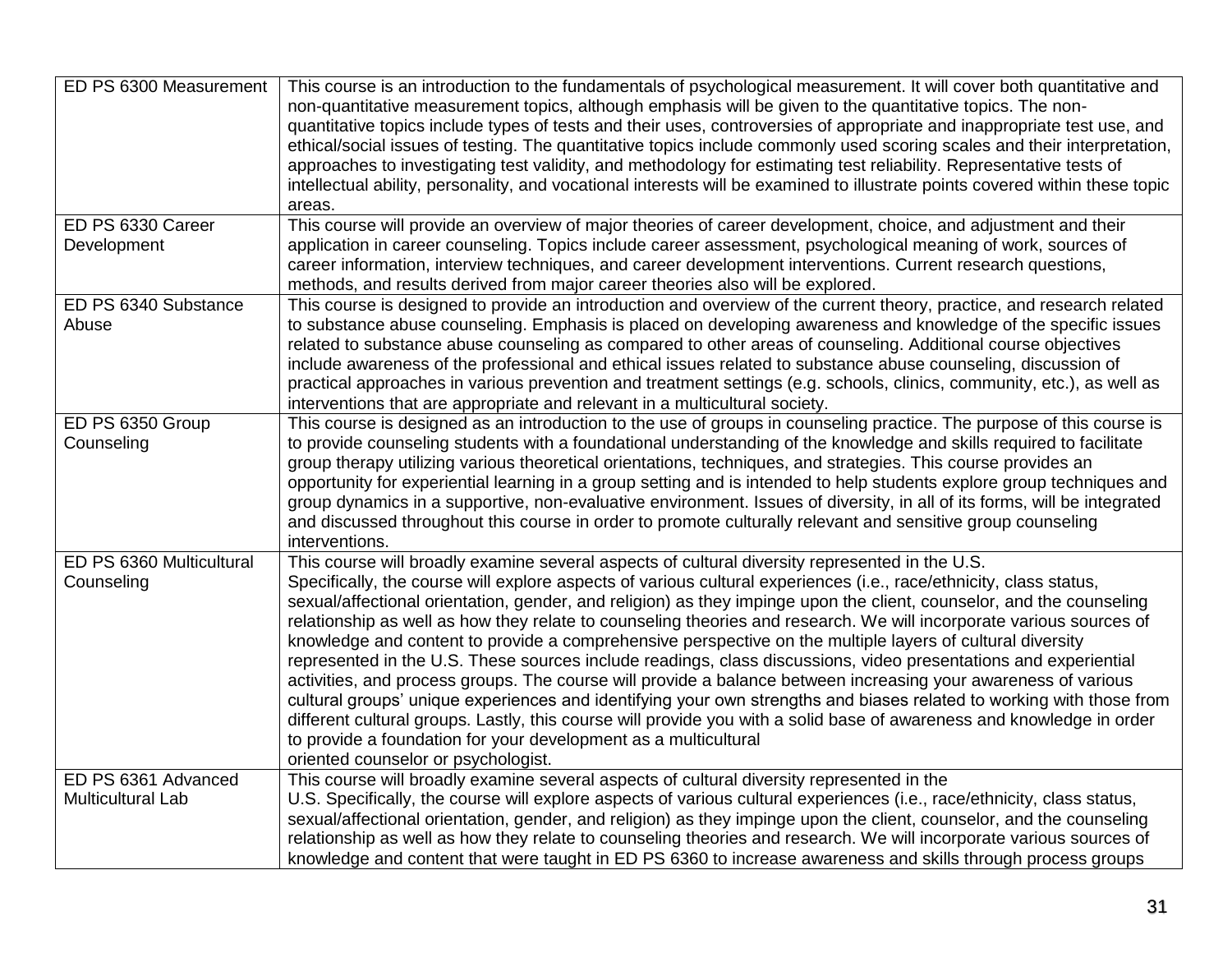| | |
|---|---|
| ED PS 6300 Measurement | This course is an introduction to the fundamentals of psychological measurement. It will cover both quantitative and non-quantitative measurement topics, although emphasis will be given to the quantitative topics. The non-quantitative topics include types of tests and their uses, controversies of appropriate and inappropriate test use, and ethical/social issues of testing. The quantitative topics include commonly used scoring scales and their interpretation, approaches to investigating test validity, and methodology for estimating test reliability. Representative tests of intellectual ability, personality, and vocational interests will be examined to illustrate points covered within these topic areas. |
| ED PS 6330 Career Development | This course will provide an overview of major theories of career development, choice, and adjustment and their application in career counseling. Topics include career assessment, psychological meaning of work, sources of career information, interview techniques, and career development interventions. Current research questions, methods, and results derived from major career theories also will be explored. |
| ED PS 6340 Substance Abuse | This course is designed to provide an introduction and overview of the current theory, practice, and research related to substance abuse counseling. Emphasis is placed on developing awareness and knowledge of the specific issues related to substance abuse counseling as compared to other areas of counseling. Additional course objectives include awareness of the professional and ethical issues related to substance abuse counseling, discussion of practical approaches in various prevention and treatment settings (e.g. schools, clinics, community, etc.), as well as interventions that are appropriate and relevant in a multicultural society. |
| ED PS 6350 Group Counseling | This course is designed as an introduction to the use of groups in counseling practice. The purpose of this course is to provide counseling students with a foundational understanding of the knowledge and skills required to facilitate group therapy utilizing various theoretical orientations, techniques, and strategies. This course provides an opportunity for experiential learning in a group setting and is intended to help students explore group techniques and group dynamics in a supportive, non-evaluative environment. Issues of diversity, in all of its forms, will be integrated and discussed throughout this course in order to promote culturally relevant and sensitive group counseling interventions. |
| ED PS 6360 Multicultural Counseling | This course will broadly examine several aspects of cultural diversity represented in the U.S. Specifically, the course will explore aspects of various cultural experiences (i.e., race/ethnicity, class status, sexual/affectional orientation, gender, and religion) as they impinge upon the client, counselor, and the counseling relationship as well as how they relate to counseling theories and research. We will incorporate various sources of knowledge and content to provide a comprehensive perspective on the multiple layers of cultural diversity represented in the U.S. These sources include readings, class discussions, video presentations and experiential activities, and process groups. The course will provide a balance between increasing your awareness of various cultural groups' unique experiences and identifying your own strengths and biases related to working with those from different cultural groups. Lastly, this course will provide you with a solid base of awareness and knowledge in order to provide a foundation for your development as a multicultural oriented counselor or psychologist. |
| ED PS 6361 Advanced Multicultural Lab | This course will broadly examine several aspects of cultural diversity represented in the U.S. Specifically, the course will explore aspects of various cultural experiences (i.e., race/ethnicity, class status, sexual/affectional orientation, gender, and religion) as they impinge upon the client, counselor, and the counseling relationship as well as how they relate to counseling theories and research. We will incorporate various sources of knowledge and content that were taught in ED PS 6360 to increase awareness and skills through process groups |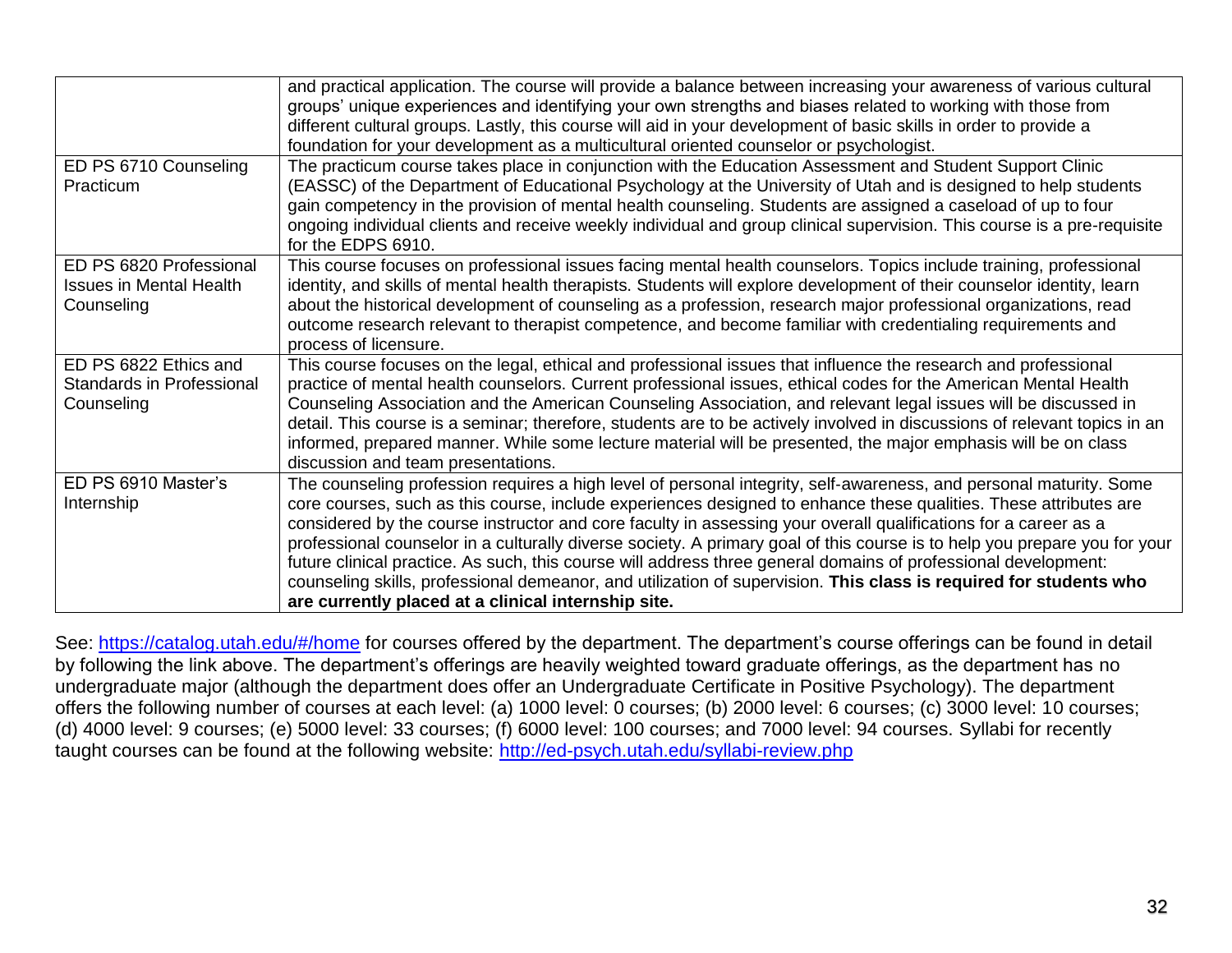| | |
|---|---|
| | and practical application. The course will provide a balance between increasing your awareness of various cultural groups' unique experiences and identifying your own strengths and biases related to working with those from different cultural groups. Lastly, this course will aid in your development of basic skills in order to provide a foundation for your development as a multicultural oriented counselor or psychologist. |
| ED PS 6710 Counseling Practicum | The practicum course takes place in conjunction with the Education Assessment and Student Support Clinic (EASSC) of the Department of Educational Psychology at the University of Utah and is designed to help students gain competency in the provision of mental health counseling. Students are assigned a caseload of up to four ongoing individual clients and receive weekly individual and group clinical supervision. This course is a pre-requisite for the EDPS 6910. |
| ED PS 6820 Professional Issues in Mental Health Counseling | This course focuses on professional issues facing mental health counselors. Topics include training, professional identity, and skills of mental health therapists. Students will explore development of their counselor identity, learn about the historical development of counseling as a profession, research major professional organizations, read outcome research relevant to therapist competence, and become familiar with credentialing requirements and process of licensure. |
| ED PS 6822 Ethics and Standards in Professional Counseling | This course focuses on the legal, ethical and professional issues that influence the research and professional practice of mental health counselors. Current professional issues, ethical codes for the American Mental Health Counseling Association and the American Counseling Association, and relevant legal issues will be discussed in detail. This course is a seminar; therefore, students are to be actively involved in discussions of relevant topics in an informed, prepared manner. While some lecture material will be presented, the major emphasis will be on class discussion and team presentations. |
| ED PS 6910 Master's Internship | The counseling profession requires a high level of personal integrity, self-awareness, and personal maturity. Some core courses, such as this course, include experiences designed to enhance these qualities. These attributes are considered by the course instructor and core faculty in assessing your overall qualifications for a career as a professional counselor in a culturally diverse society. A primary goal of this course is to help you prepare you for your future clinical practice. As such, this course will address three general domains of professional development: counseling skills, professional demeanor, and utilization of supervision. **This class is required for students who are currently placed at a clinical internship site.** |

See: https://catalog.utah.edu/#/home for courses offered by the department. The department's course offerings can be found in detail by following the link above. The department's offerings are heavily weighted toward graduate offerings, as the department has no undergraduate major (although the department does offer an Undergraduate Certificate in Positive Psychology). The department offers the following number of courses at each level: (a) 1000 level: 0 courses; (b) 2000 level: 6 courses; (c) 3000 level: 10 courses; (d) 4000 level: 9 courses; (e) 5000 level: 33 courses; (f) 6000 level: 100 courses; and 7000 level: 94 courses. Syllabi for recently taught courses can be found at the following website: http://ed-psych.utah.edu/syllabi-review.php